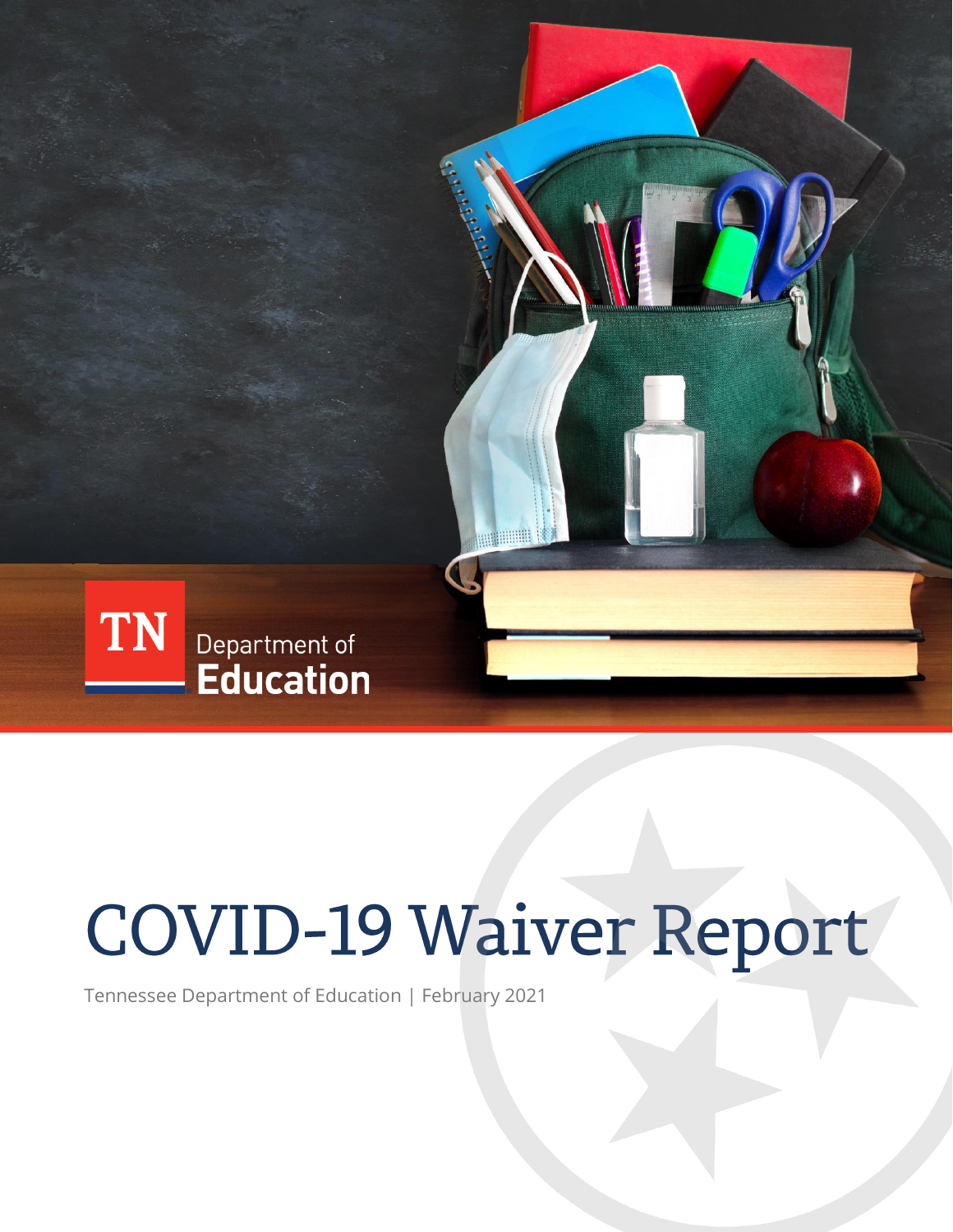TN Department of Education

# COVID-19 Waiver Report

Tennessee Department of Education | February 2021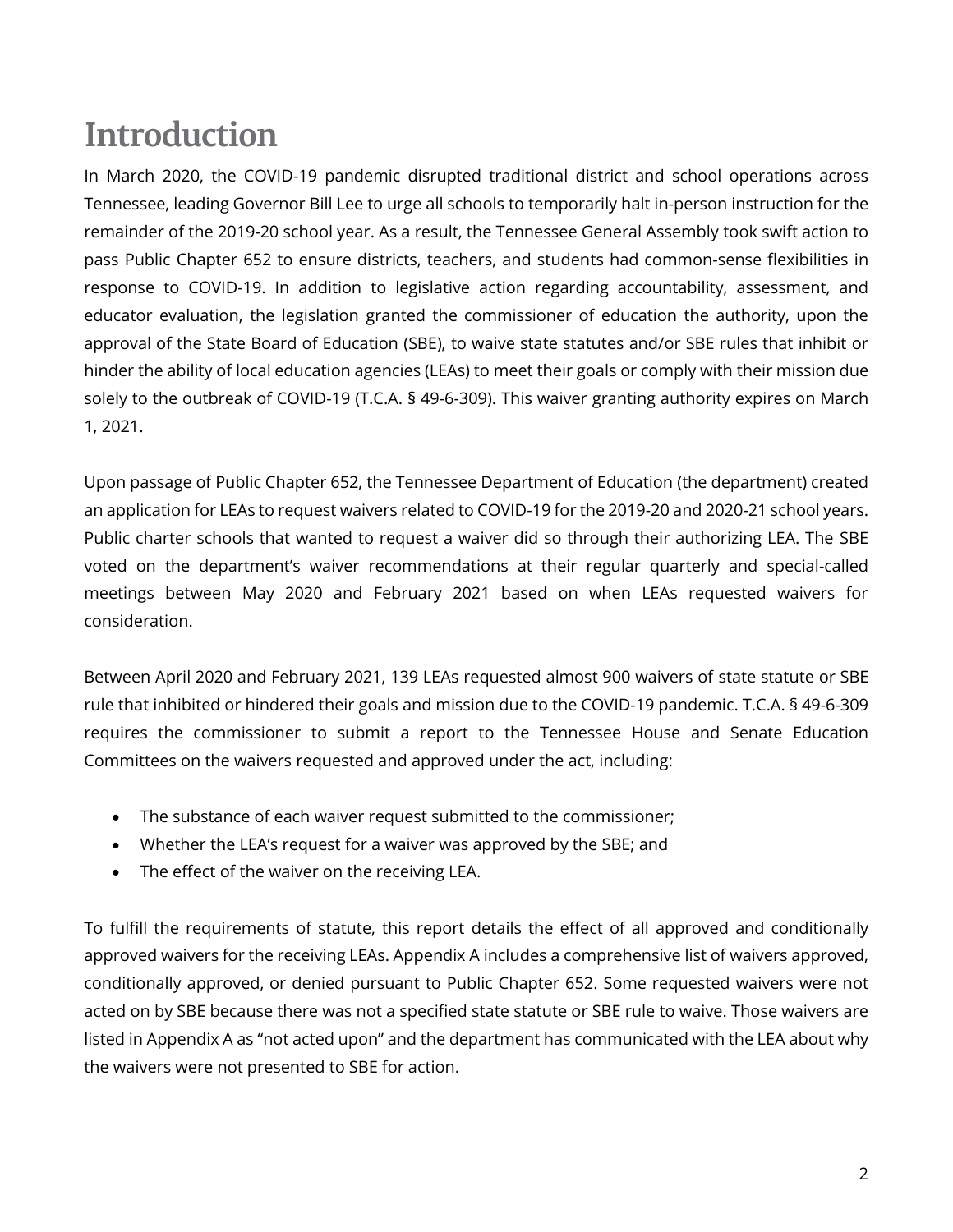# Introduction

In March 2020, the COVID-19 pandemic disrupted traditional district and school operations across Tennessee, leading Governor Bill Lee to urge all schools to temporarily halt in-person instruction for the remainder of the 2019-20 school year. As a result, the Tennessee General Assembly took swift action to pass Public Chapter 652 to ensure districts, teachers, and students had common-sense flexibilities in response to COVID-19. In addition to legislative action regarding accountability, assessment, and educator evaluation, the legislation granted the commissioner of education the authority, upon the approval of the State Board of Education (SBE), to waive state statutes and/or SBE rules that inhibit or hinder the ability of local education agencies (LEAs) to meet their goals or comply with their mission due solely to the outbreak of COVID-19 (T.C.A. § 49-6-309). This waiver granting authority expires on March 1, 2021.

Upon passage of Public Chapter 652, the Tennessee Department of Education (the department) created an application for LEAs to request waivers related to COVID-19 for the 2019-20 and 2020-21 school years. Public charter schools that wanted to request a waiver did so through their authorizing LEA. The SBE voted on the department's waiver recommendations at their regular quarterly and special-called meetings between May 2020 and February 2021 based on when LEAs requested waivers for consideration.

Between April 2020 and February 2021, 139 LEAs requested almost 900 waivers of state statute or SBE rule that inhibited or hindered their goals and mission due to the COVID-19 pandemic. T.C.A. § 49-6-309 requires the commissioner to submit a report to the Tennessee House and Senate Education Committees on the waivers requested and approved under the act, including:

- The substance of each waiver request submitted to the commissioner;
- Whether the LEA's request for a waiver was approved by the SBE; and
- The effect of the waiver on the receiving LEA.

To fulfill the requirements of statute, this report details the effect of all approved and conditionally approved waivers for the receiving LEAs. Appendix A includes a comprehensive list of waivers approved, conditionally approved, or denied pursuant to Public Chapter 652. Some requested waivers were not acted on by SBE because there was not a specified state statute or SBE rule to waive. Those waivers are listed in Appendix A as "not acted upon" and the department has communicated with the LEA about why the waivers were not presented to SBE for action.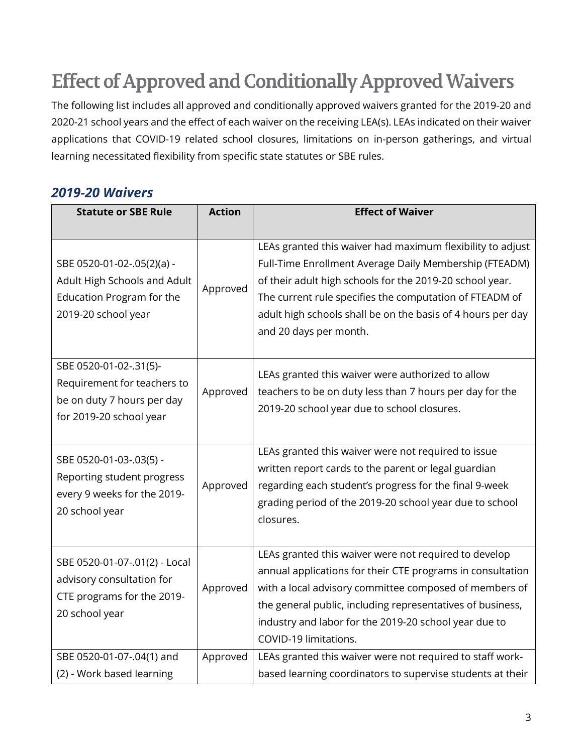# Effect of Approved and Conditionally Approved Waivers

The following list includes all approved and conditionally approved waivers granted for the 2019-20 and 2020-21 school years and the effect of each waiver on the receiving LEA(s). LEAs indicated on their waiver applications that COVID-19 related school closures, limitations on in-person gatherings, and virtual learning necessitated flexibility from specific state statutes or SBE rules.

## *2019-20 Waivers*

| Statute or SBE Rule | Action | Effect of Waiver |
|---|---|---|
| SBE 0520-01-02-.05(2)(a) - Adult High Schools and Adult Education Program for the 2019-20 school year | Approved | LEAs granted this waiver had maximum flexibility to adjust Full-Time Enrollment Average Daily Membership (FTEADM) of their adult high schools for the 2019-20 school year. The current rule specifies the computation of FTEADM of adult high schools shall be on the basis of 4 hours per day and 20 days per month. |
| SBE 0520-01-02-.31(5)- Requirement for teachers to be on duty 7 hours per day for 2019-20 school year | Approved | LEAs granted this waiver were authorized to allow teachers to be on duty less than 7 hours per day for the 2019-20 school year due to school closures. |
| SBE 0520-01-03-.03(5) - Reporting student progress every 9 weeks for the 2019-20 school year | Approved | LEAs granted this waiver were not required to issue written report cards to the parent or legal guardian regarding each student's progress for the final 9-week grading period of the 2019-20 school year due to school closures. |
| SBE 0520-01-07-.01(2) - Local advisory consultation for CTE programs for the 2019-20 school year | Approved | LEAs granted this waiver were not required to develop annual applications for their CTE programs in consultation with a local advisory committee composed of members of the general public, including representatives of business, industry and labor for the 2019-20 school year due to COVID-19 limitations. |
| SBE 0520-01-07-.04(1) and (2) - Work based learning | Approved | LEAs granted this waiver were not required to staff work-based learning coordinators to supervise students at their |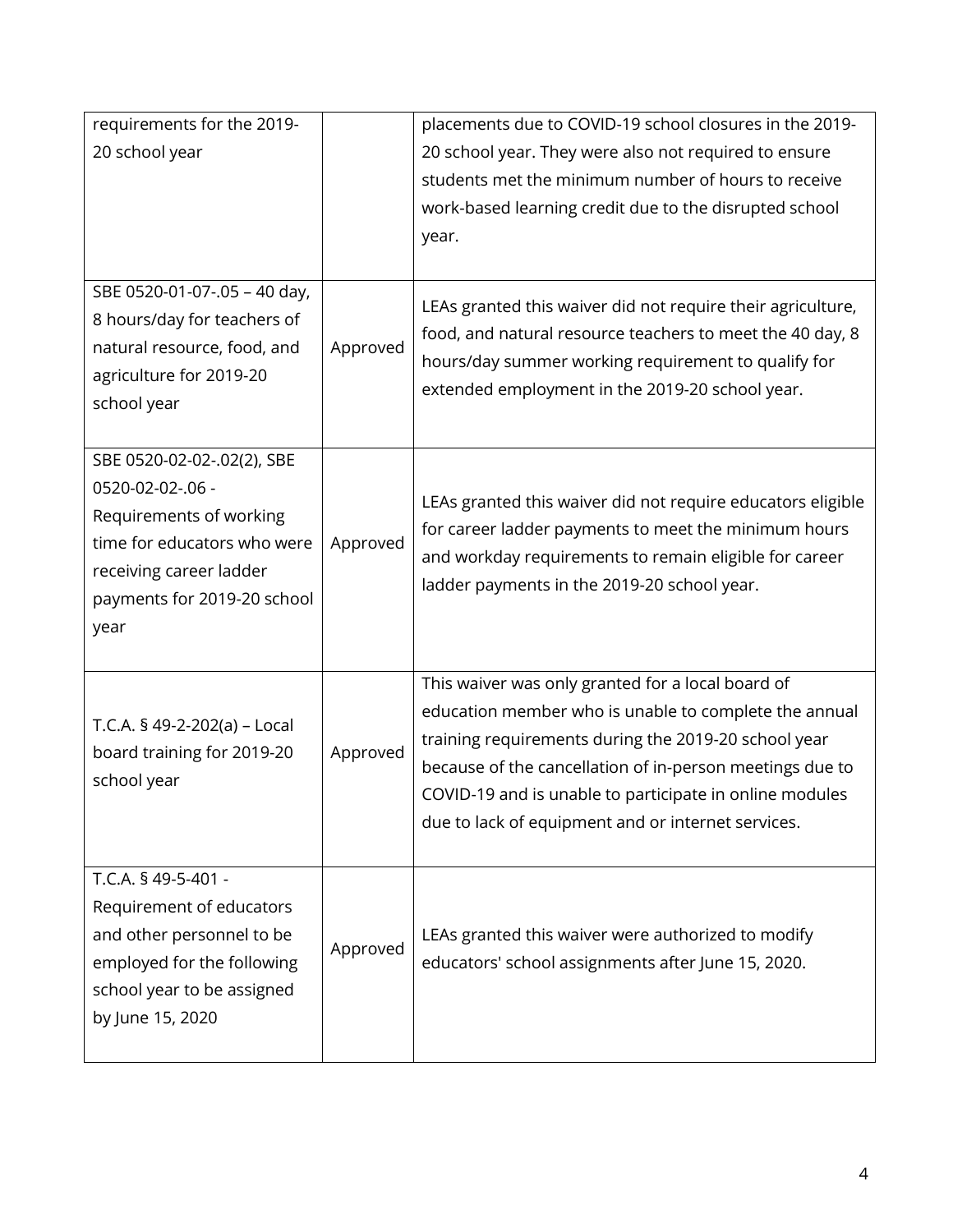| | | |
|---|---|---|
| requirements for the 2019-20 school year | | placements due to COVID-19 school closures in the 2019-20 school year. They were also not required to ensure students met the minimum number of hours to receive work-based learning credit due to the disrupted school year. |
| SBE 0520-01-07-.05 – 40 day, 8 hours/day for teachers of natural resource, food, and agriculture for 2019-20 school year | Approved | LEAs granted this waiver did not require their agriculture, food, and natural resource teachers to meet the 40 day, 8 hours/day summer working requirement to qualify for extended employment in the 2019-20 school year. |
| SBE 0520-02-02-.02(2), SBE 0520-02-02-.06 - Requirements of working time for educators who were receiving career ladder payments for 2019-20 school year | Approved | LEAs granted this waiver did not require educators eligible for career ladder payments to meet the minimum hours and workday requirements to remain eligible for career ladder payments in the 2019-20 school year. |
| T.C.A. § 49-2-202(a) – Local board training for 2019-20 school year | Approved | This waiver was only granted for a local board of education member who is unable to complete the annual training requirements during the 2019-20 school year because of the cancellation of in-person meetings due to COVID-19 and is unable to participate in online modules due to lack of equipment and or internet services. |
| T.C.A. § 49-5-401 - Requirement of educators and other personnel to be employed for the following school year to be assigned by June 15, 2020 | Approved | LEAs granted this waiver were authorized to modify educators' school assignments after June 15, 2020. |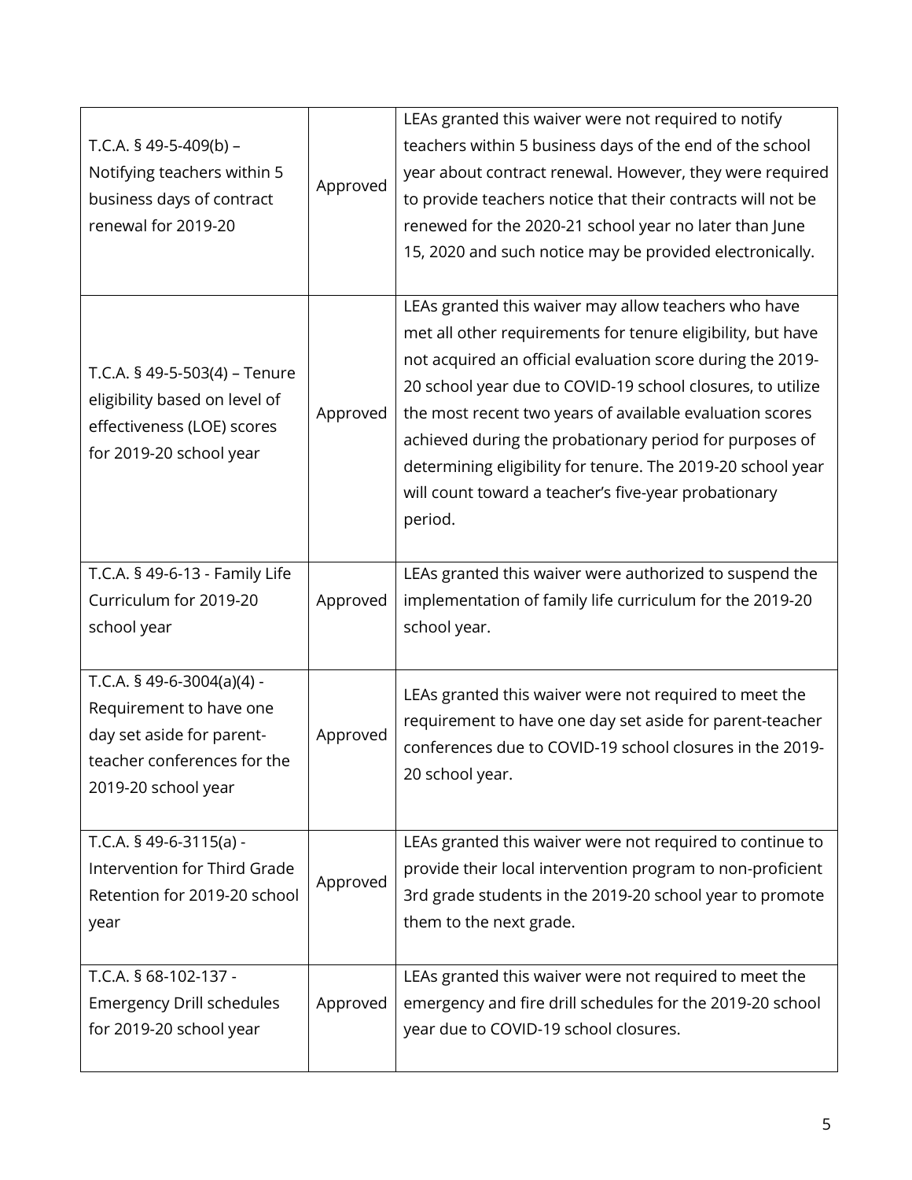| | | |
|---|---|---|
| T.C.A. § 49-5-409(b) – Notifying teachers within 5 business days of contract renewal for 2019-20 | Approved | LEAs granted this waiver were not required to notify teachers within 5 business days of the end of the school year about contract renewal. However, they were required to provide teachers notice that their contracts will not be renewed for the 2020-21 school year no later than June 15, 2020 and such notice may be provided electronically. |
| T.C.A. § 49-5-503(4) – Tenure eligibility based on level of effectiveness (LOE) scores for 2019-20 school year | Approved | LEAs granted this waiver may allow teachers who have met all other requirements for tenure eligibility, but have not acquired an official evaluation score during the 2019-20 school year due to COVID-19 school closures, to utilize the most recent two years of available evaluation scores achieved during the probationary period for purposes of determining eligibility for tenure. The 2019-20 school year will count toward a teacher's five-year probationary period. |
| T.C.A. § 49-6-13 - Family Life Curriculum for 2019-20 school year | Approved | LEAs granted this waiver were authorized to suspend the implementation of family life curriculum for the 2019-20 school year. |
| T.C.A. § 49-6-3004(a)(4) - Requirement to have one day set aside for parent-teacher conferences for the 2019-20 school year | Approved | LEAs granted this waiver were not required to meet the requirement to have one day set aside for parent-teacher conferences due to COVID-19 school closures in the 2019-20 school year. |
| T.C.A. § 49-6-3115(a) - Intervention for Third Grade Retention for 2019-20 school year | Approved | LEAs granted this waiver were not required to continue to provide their local intervention program to non-proficient 3rd grade students in the 2019-20 school year to promote them to the next grade. |
| T.C.A. § 68-102-137 - Emergency Drill schedules for 2019-20 school year | Approved | LEAs granted this waiver were not required to meet the emergency and fire drill schedules for the 2019-20 school year due to COVID-19 school closures. |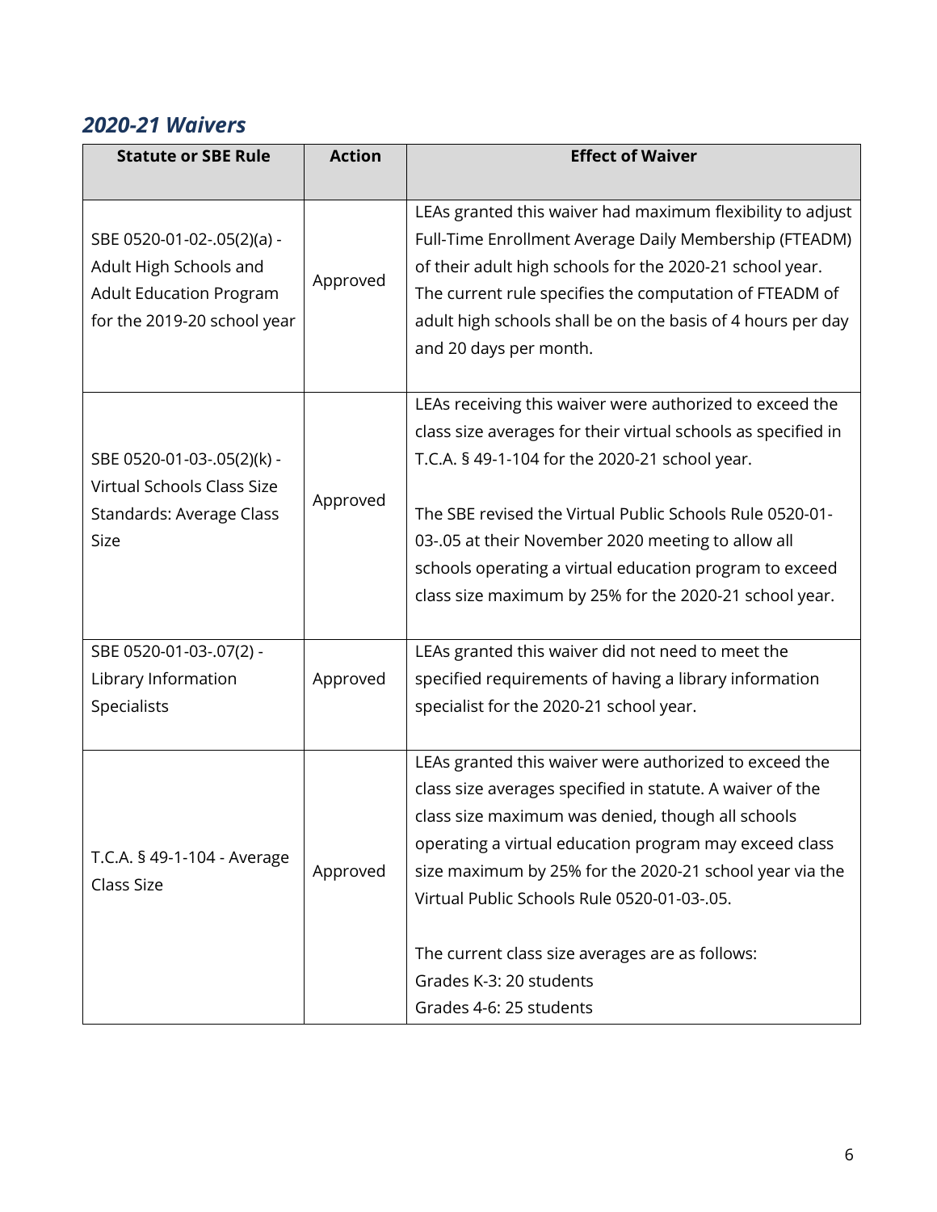### *2020-21 Waivers*

| Statute or SBE Rule | Action | Effect of Waiver |
|---|---|---|
| SBE 0520-01-02-.05(2)(a) - Adult High Schools and Adult Education Program for the 2019-20 school year | Approved | LEAs granted this waiver had maximum flexibility to adjust Full-Time Enrollment Average Daily Membership (FTEADM) of their adult high schools for the 2020-21 school year. The current rule specifies the computation of FTEADM of adult high schools shall be on the basis of 4 hours per day and 20 days per month. |
| SBE 0520-01-03-.05(2)(k) - Virtual Schools Class Size Standards: Average Class Size | Approved | LEAs receiving this waiver were authorized to exceed the class size averages for their virtual schools as specified in T.C.A. § 49-1-104 for the 2020-21 school year.<br><br>The SBE revised the Virtual Public Schools Rule 0520-01-03-.05 at their November 2020 meeting to allow all schools operating a virtual education program to exceed class size maximum by 25% for the 2020-21 school year. |
| SBE 0520-01-03-.07(2) - Library Information Specialists | Approved | LEAs granted this waiver did not need to meet the specified requirements of having a library information specialist for the 2020-21 school year. |
| T.C.A. § 49-1-104 - Average Class Size | Approved | LEAs granted this waiver were authorized to exceed the class size averages specified in statute. A waiver of the class size maximum was denied, though all schools operating a virtual education program may exceed class size maximum by 25% for the 2020-21 school year via the Virtual Public Schools Rule 0520-01-03-.05.<br><br>The current class size averages are as follows:<br>Grades K-3: 20 students<br>Grades 4-6: 25 students |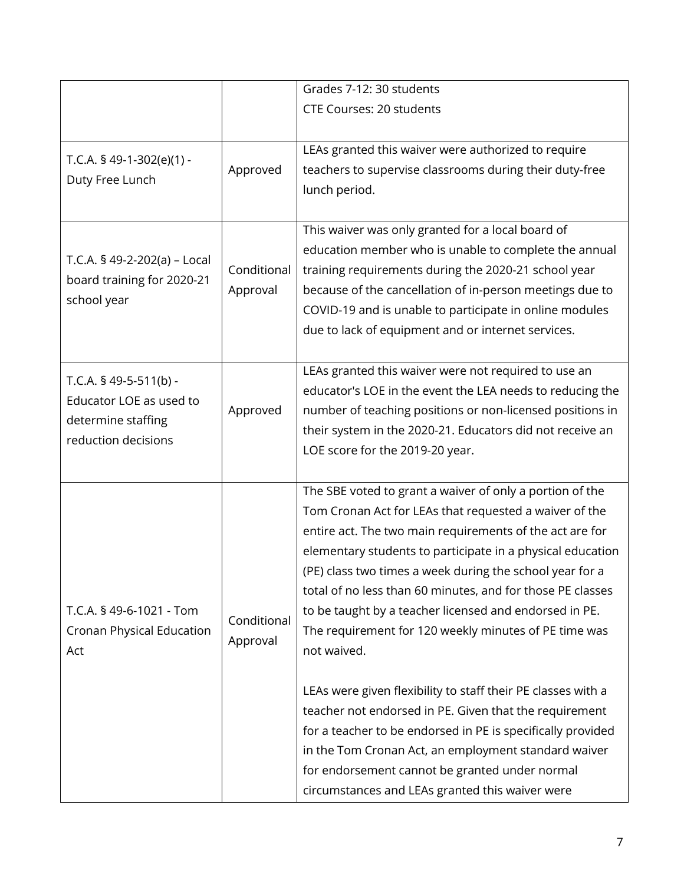| | | |
|---|---|---|
| | | Grades 7-12: 30 students<br>CTE Courses: 20 students |
| T.C.A. § 49-1-302(e)(1) - Duty Free Lunch | Approved | LEAs granted this waiver were authorized to require teachers to supervise classrooms during their duty-free lunch period. |
| T.C.A. § 49-2-202(a) – Local board training for 2020-21 school year | Conditional Approval | This waiver was only granted for a local board of education member who is unable to complete the annual training requirements during the 2020-21 school year because of the cancellation of in-person meetings due to COVID-19 and is unable to participate in online modules due to lack of equipment and or internet services. |
| T.C.A. § 49-5-511(b) - Educator LOE as used to determine staffing reduction decisions | Approved | LEAs granted this waiver were not required to use an educator's LOE in the event the LEA needs to reducing the number of teaching positions or non-licensed positions in their system in the 2020-21. Educators did not receive an LOE score for the 2019-20 year. |
| T.C.A. § 49-6-1021 - Tom Cronan Physical Education Act | Conditional Approval | The SBE voted to grant a waiver of only a portion of the Tom Cronan Act for LEAs that requested a waiver of the entire act. The two main requirements of the act are for elementary students to participate in a physical education (PE) class two times a week during the school year for a total of no less than 60 minutes, and for those PE classes to be taught by a teacher licensed and endorsed in PE. The requirement for 120 weekly minutes of PE time was not waived.<br><br>LEAs were given flexibility to staff their PE classes with a teacher not endorsed in PE. Given that the requirement for a teacher to be endorsed in PE is specifically provided in the Tom Cronan Act, an employment standard waiver for endorsement cannot be granted under normal circumstances and LEAs granted this waiver were |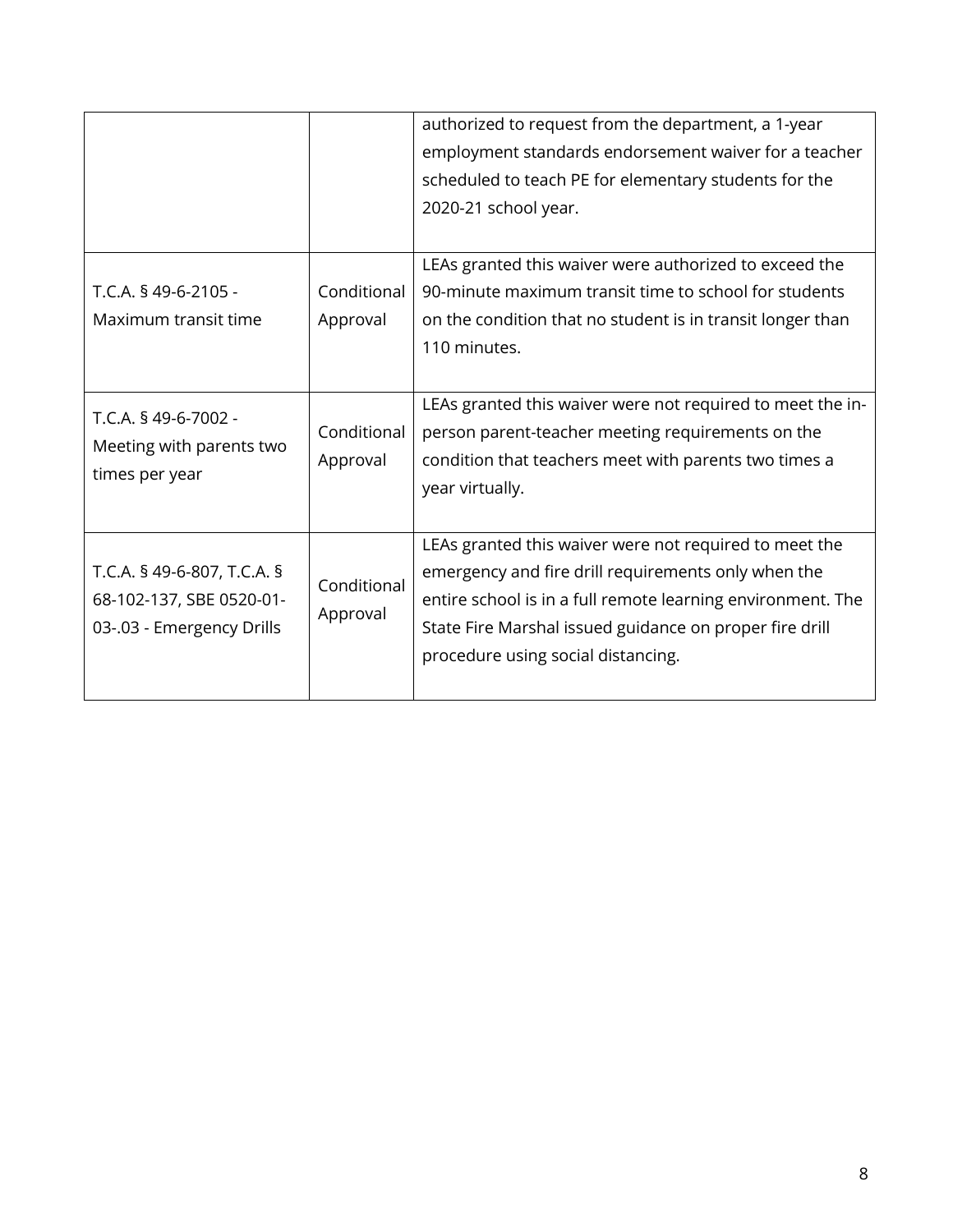| | | |
|---|---|---|
| | | authorized to request from the department, a 1-year employment standards endorsement waiver for a teacher scheduled to teach PE for elementary students for the 2020-21 school year. |
| T.C.A. § 49-6-2105 - Maximum transit time | Conditional Approval | LEAs granted this waiver were authorized to exceed the 90-minute maximum transit time to school for students on the condition that no student is in transit longer than 110 minutes. |
| T.C.A. § 49-6-7002 - Meeting with parents two times per year | Conditional Approval | LEAs granted this waiver were not required to meet the in-person parent-teacher meeting requirements on the condition that teachers meet with parents two times a year virtually. |
| T.C.A. § 49-6-807, T.C.A. § 68-102-137, SBE 0520-01-03-.03 - Emergency Drills | Conditional Approval | LEAs granted this waiver were not required to meet the emergency and fire drill requirements only when the entire school is in a full remote learning environment. The State Fire Marshal issued guidance on proper fire drill procedure using social distancing. |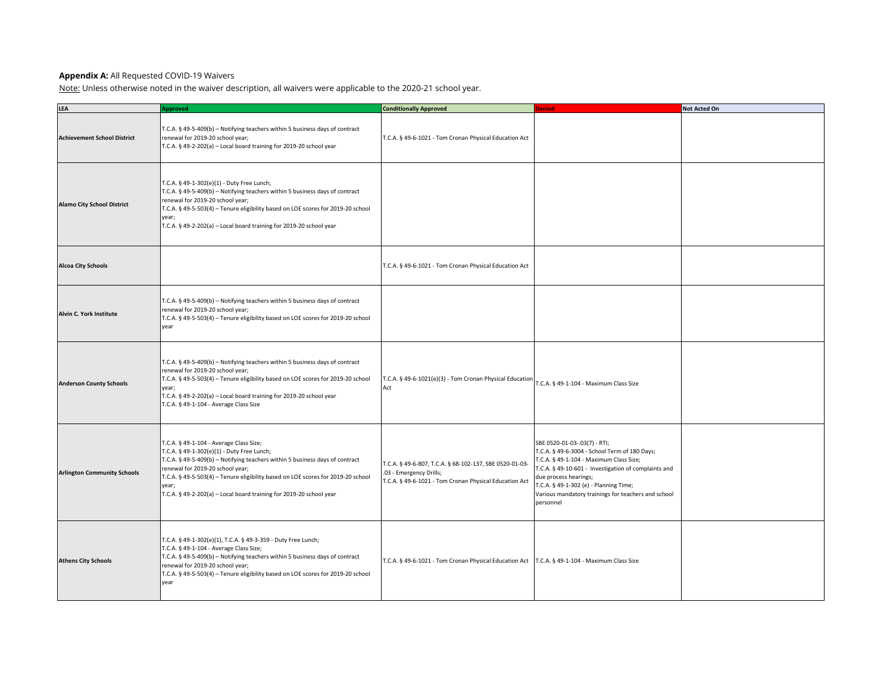**Appendix A:** All Requested COVID-19 Waivers

Note: Unless otherwise noted in the waiver description, all waivers were applicable to the 2020-21 school year.

| LEA | Approved | Conditionally Approved | Denied | Not Acted On |
|---|---|---|---|---|
| **Achievement School District** | T.C.A. § 49-5-409(b) – Notifying teachers within 5 business days of contract renewal for 2019-20 school year;<br>T.C.A. § 49-2-202(a) – Local board training for 2019-20 school year | T.C.A. § 49-6-1021 - Tom Cronan Physical Education Act | | |
| **Alamo City School District** | T.C.A. § 49-1-302(e)(1) - Duty Free Lunch;<br>T.C.A. § 49-5-409(b) – Notifying teachers within 5 business days of contract renewal for 2019-20 school year;<br>T.C.A. § 49-5-503(4) – Tenure eligibility based on LOE scores for 2019-20 school year;<br>T.C.A. § 49-2-202(a) – Local board training for 2019-20 school year | | | |
| **Alcoa City Schools** | | T.C.A. § 49-6-1021 - Tom Cronan Physical Education Act | | |
| **Alvin C. York Institute** | T.C.A. § 49-5-409(b) – Notifying teachers within 5 business days of contract renewal for 2019-20 school year;<br>T.C.A. § 49-5-503(4) – Tenure eligibility based on LOE scores for 2019-20 school year | | | |
| **Anderson County Schools** | T.C.A. § 49-5-409(b) – Notifying teachers within 5 business days of contract renewal for 2019-20 school year;<br>T.C.A. § 49-5-503(4) – Tenure eligibility based on LOE scores for 2019-20 school year;<br>T.C.A. § 49-2-202(a) – Local board training for 2019-20 school year<br>T.C.A. § 49-1-104 - Average Class Size | T.C.A. § 49-6-1021(e)(3) - Tom Cronan Physical Education Act | T.C.A. § 49-1-104 - Maximum Class Size | |
| **Arlington Community Schools** | T.C.A. § 49-1-104 - Average Class Size;<br>T.C.A. § 49-1-302(e)(1) - Duty Free Lunch;<br>T.C.A. § 49-5-409(b) – Notifying teachers within 5 business days of contract renewal for 2019-20 school year;<br>T.C.A. § 49-5-503(4) – Tenure eligibility based on LOE scores for 2019-20 school year;<br>T.C.A. § 49-2-202(a) – Local board training for 2019-20 school year | T.C.A. § 49-6-807, T.C.A. § 68-102-137, SBE 0520-01-03-.03 - Emergency Drills;<br>T.C.A. § 49-6-1021 - Tom Cronan Physical Education Act | SBE 0520-01-03-.03(7) - RTI;<br>T.C.A. § 49-6-3004 - School Term of 180 Days;<br>T.C.A. § 49-1-104 - Maximum Class Size;<br>T.C.A. § 49-10-601 - Investigation of complaints and due process hearings;<br>T.C.A. § 49-1-302 (e) - Planning Time;<br>Various mandatory trainings for teachers and school personnel | |
| **Athens City Schools** | T.C.A. § 49-1-302(e)(1), T.C.A. § 49-3-359 - Duty Free Lunch;<br>T.C.A. § 49-1-104 - Average Class Size;<br>T.C.A. § 49-5-409(b) – Notifying teachers within 5 business days of contract renewal for 2019-20 school year;<br>T.C.A. § 49-5-503(4) – Tenure eligibility based on LOE scores for 2019-20 school year | T.C.A. § 49-6-1021 - Tom Cronan Physical Education Act | T.C.A. § 49-1-104 - Maximum Class Size | |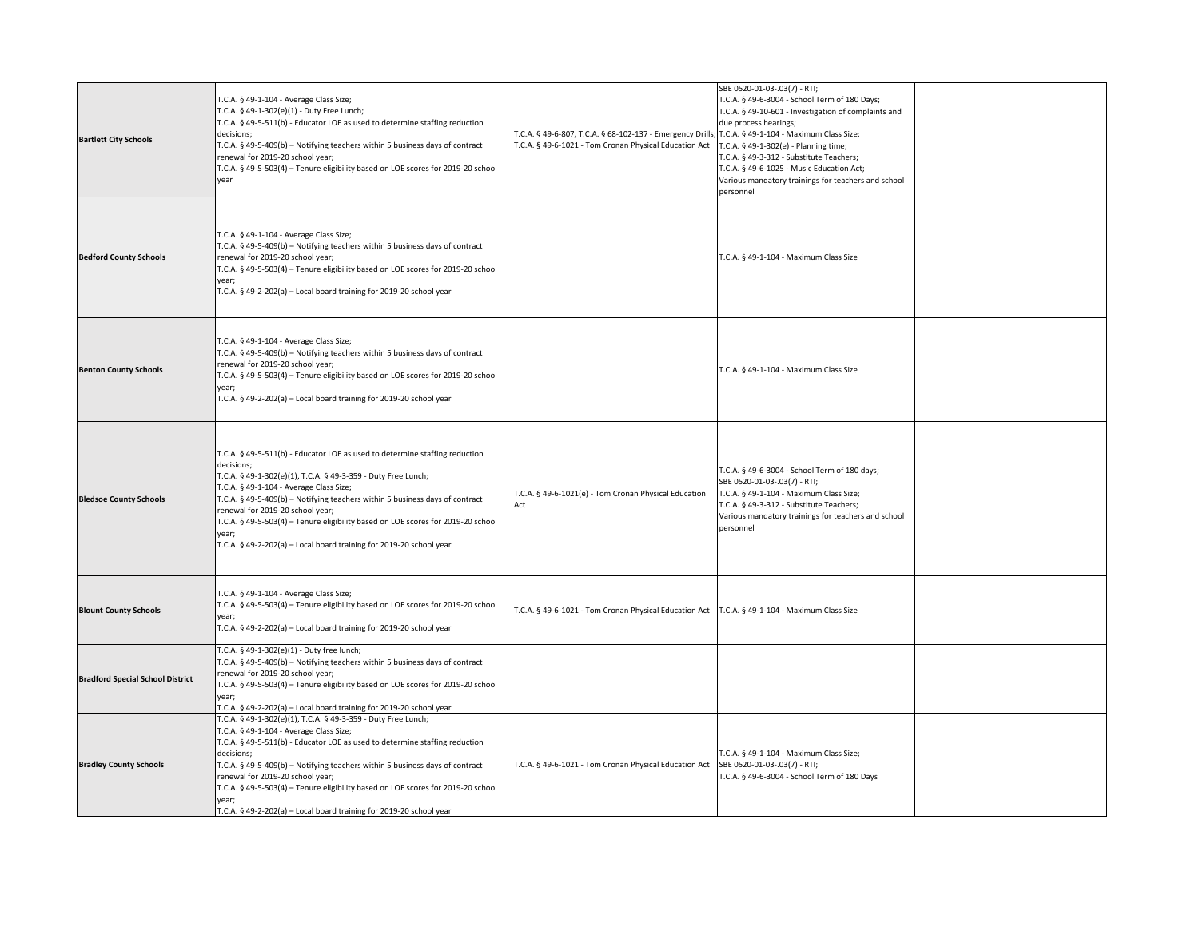| | | | | |
|---|---|---|---|---|
| **Bartlett City Schools** | T.C.A. § 49-1-104 - Average Class Size;<br>T.C.A. § 49-1-302(e)(1) - Duty Free Lunch;<br>T.C.A. § 49-5-511(b) - Educator LOE as used to determine staffing reduction decisions;<br>T.C.A. § 49-5-409(b) – Notifying teachers within 5 business days of contract renewal for 2019-20 school year;<br>T.C.A. § 49-5-503(4) – Tenure eligibility based on LOE scores for 2019-20 school year | T.C.A. § 49-6-807, T.C.A. § 68-102-137 - Emergency Drills;<br>T.C.A. § 49-6-1021 - Tom Cronan Physical Education Act | SBE 0520-01-03-.03(7) - RTI;<br>T.C.A. § 49-6-3004 - School Term of 180 Days;<br>T.C.A. § 49-10-601 - Investigation of complaints and due process hearings;<br>T.C.A. § 49-1-104 - Maximum Class Size;<br>T.C.A. § 49-1-302(e) - Planning time;<br>T.C.A. § 49-3-312 - Substitute Teachers;<br>T.C.A. § 49-6-1025 - Music Education Act;<br>Various mandatory trainings for teachers and school personnel | |
| **Bedford County Schools** | T.C.A. § 49-1-104 - Average Class Size;<br>T.C.A. § 49-5-409(b) – Notifying teachers within 5 business days of contract renewal for 2019-20 school year;<br>T.C.A. § 49-5-503(4) – Tenure eligibility based on LOE scores for 2019-20 school year;<br>T.C.A. § 49-2-202(a) – Local board training for 2019-20 school year | | T.C.A. § 49-1-104 - Maximum Class Size | |
| **Benton County Schools** | T.C.A. § 49-1-104 - Average Class Size;<br>T.C.A. § 49-5-409(b) – Notifying teachers within 5 business days of contract renewal for 2019-20 school year;<br>T.C.A. § 49-5-503(4) – Tenure eligibility based on LOE scores for 2019-20 school year;<br>T.C.A. § 49-2-202(a) – Local board training for 2019-20 school year | | T.C.A. § 49-1-104 - Maximum Class Size | |
| **Bledsoe County Schools** | T.C.A. § 49-5-511(b) - Educator LOE as used to determine staffing reduction decisions;<br>T.C.A. § 49-1-302(e)(1), T.C.A. § 49-3-359 - Duty Free Lunch;<br>T.C.A. § 49-1-104 - Average Class Size;<br>T.C.A. § 49-5-409(b) – Notifying teachers within 5 business days of contract renewal for 2019-20 school year;<br>T.C.A. § 49-5-503(4) – Tenure eligibility based on LOE scores for 2019-20 school year;<br>T.C.A. § 49-2-202(a) – Local board training for 2019-20 school year | T.C.A. § 49-6-1021(e) - Tom Cronan Physical Education Act | T.C.A. § 49-6-3004 - School Term of 180 days;<br>SBE 0520-01-03-.03(7) - RTI;<br>T.C.A. § 49-1-104 - Maximum Class Size;<br>T.C.A. § 49-3-312 - Substitute Teachers;<br>Various mandatory trainings for teachers and school personnel | |
| **Blount County Schools** | T.C.A. § 49-1-104 - Average Class Size;<br>T.C.A. § 49-5-503(4) – Tenure eligibility based on LOE scores for 2019-20 school year;<br>T.C.A. § 49-2-202(a) – Local board training for 2019-20 school year | T.C.A. § 49-6-1021 - Tom Cronan Physical Education Act | T.C.A. § 49-1-104 - Maximum Class Size | |
| **Bradford Special School District** | T.C.A. § 49-1-302(e)(1) - Duty free lunch;<br>T.C.A. § 49-5-409(b) – Notifying teachers within 5 business days of contract renewal for 2019-20 school year;<br>T.C.A. § 49-5-503(4) – Tenure eligibility based on LOE scores for 2019-20 school year;<br>T.C.A. § 49-2-202(a) – Local board training for 2019-20 school year | | | |
| **Bradley County Schools** | T.C.A. § 49-1-302(e)(1), T.C.A. § 49-3-359 - Duty Free Lunch;<br>T.C.A. § 49-1-104 - Average Class Size;<br>T.C.A. § 49-5-511(b) - Educator LOE as used to determine staffing reduction decisions;<br>T.C.A. § 49-5-409(b) – Notifying teachers within 5 business days of contract renewal for 2019-20 school year;<br>T.C.A. § 49-5-503(4) – Tenure eligibility based on LOE scores for 2019-20 school year;<br>T.C.A. § 49-2-202(a) – Local board training for 2019-20 school year | T.C.A. § 49-6-1021 - Tom Cronan Physical Education Act | T.C.A. § 49-1-104 - Maximum Class Size;<br>SBE 0520-01-03-.03(7) - RTI;<br>T.C.A. § 49-6-3004 - School Term of 180 Days | |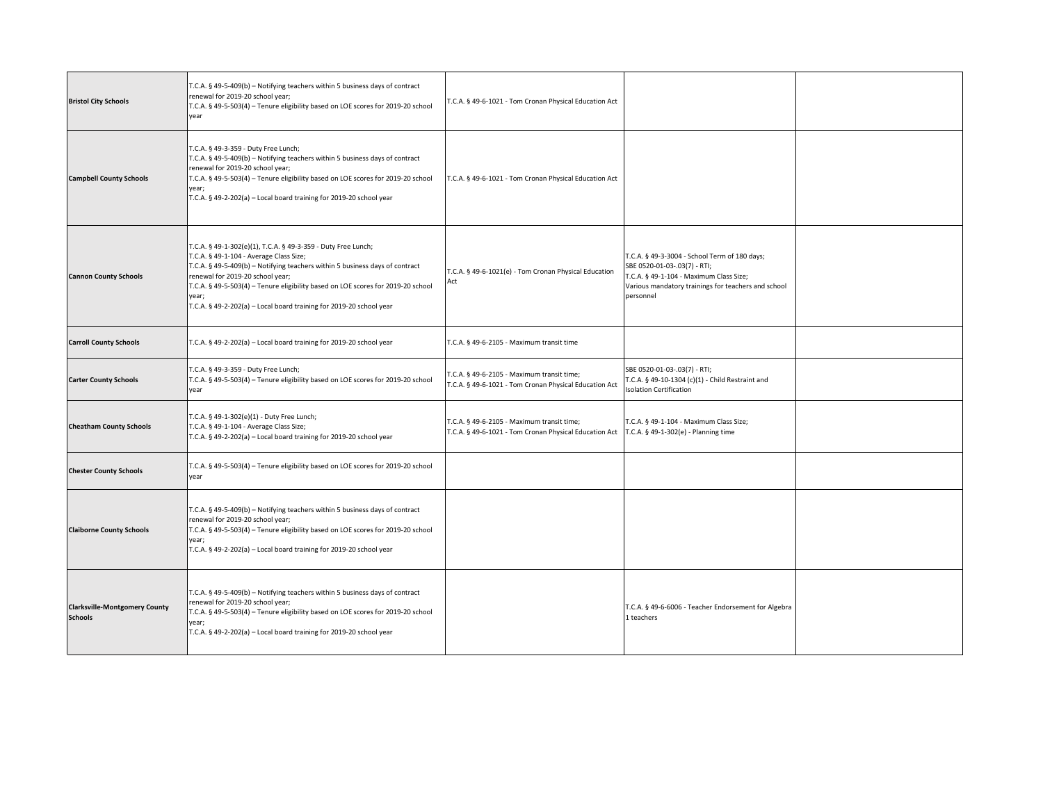| | | | | |
|---|---|---|---|---|
| **Bristol City Schools** | T.C.A. § 49-5-409(b) – Notifying teachers within 5 business days of contract renewal for 2019-20 school year;<br>T.C.A. § 49-5-503(4) – Tenure eligibility based on LOE scores for 2019-20 school year | T.C.A. § 49-6-1021 - Tom Cronan Physical Education Act | | |
| **Campbell County Schools** | T.C.A. § 49-3-359 - Duty Free Lunch;<br>T.C.A. § 49-5-409(b) – Notifying teachers within 5 business days of contract renewal for 2019-20 school year;<br>T.C.A. § 49-5-503(4) – Tenure eligibility based on LOE scores for 2019-20 school year;<br>T.C.A. § 49-2-202(a) – Local board training for 2019-20 school year | T.C.A. § 49-6-1021 - Tom Cronan Physical Education Act | | |
| **Cannon County Schools** | T.C.A. § 49-1-302(e)(1), T.C.A. § 49-3-359 - Duty Free Lunch;<br>T.C.A. § 49-1-104 - Average Class Size;<br>T.C.A. § 49-5-409(b) – Notifying teachers within 5 business days of contract renewal for 2019-20 school year;<br>T.C.A. § 49-5-503(4) – Tenure eligibility based on LOE scores for 2019-20 school year;<br>T.C.A. § 49-2-202(a) – Local board training for 2019-20 school year | T.C.A. § 49-6-1021(e) - Tom Cronan Physical Education Act | T.C.A. § 49-3-3004 - School Term of 180 days;<br>SBE 0520-01-03-.03(7) - RTI;<br>T.C.A. § 49-1-104 - Maximum Class Size;<br>Various mandatory trainings for teachers and school personnel | |
| **Carroll County Schools** | T.C.A. § 49-2-202(a) – Local board training for 2019-20 school year | T.C.A. § 49-6-2105 - Maximum transit time | | |
| **Carter County Schools** | T.C.A. § 49-3-359 - Duty Free Lunch;<br>T.C.A. § 49-5-503(4) – Tenure eligibility based on LOE scores for 2019-20 school year | T.C.A. § 49-6-2105 - Maximum transit time;<br>T.C.A. § 49-6-1021 - Tom Cronan Physical Education Act | SBE 0520-01-03-.03(7) - RTI;<br>T.C.A. § 49-10-1304 (c)(1) - Child Restraint and Isolation Certification | |
| **Cheatham County Schools** | T.C.A. § 49-1-302(e)(1) - Duty Free Lunch;<br>T.C.A. § 49-1-104 - Average Class Size;<br>T.C.A. § 49-2-202(a) – Local board training for 2019-20 school year | T.C.A. § 49-6-2105 - Maximum transit time;<br>T.C.A. § 49-6-1021 - Tom Cronan Physical Education Act | T.C.A. § 49-1-104 - Maximum Class Size;<br>T.C.A. § 49-1-302(e) - Planning time | |
| **Chester County Schools** | T.C.A. § 49-5-503(4) – Tenure eligibility based on LOE scores for 2019-20 school year | | | |
| **Claiborne County Schools** | T.C.A. § 49-5-409(b) – Notifying teachers within 5 business days of contract renewal for 2019-20 school year;<br>T.C.A. § 49-5-503(4) – Tenure eligibility based on LOE scores for 2019-20 school year;<br>T.C.A. § 49-2-202(a) – Local board training for 2019-20 school year | | | |
| **Clarksville-Montgomery County Schools** | T.C.A. § 49-5-409(b) – Notifying teachers within 5 business days of contract renewal for 2019-20 school year;<br>T.C.A. § 49-5-503(4) – Tenure eligibility based on LOE scores for 2019-20 school year;<br>T.C.A. § 49-2-202(a) – Local board training for 2019-20 school year | | T.C.A. § 49-6-6006 - Teacher Endorsement for Algebra 1 teachers | |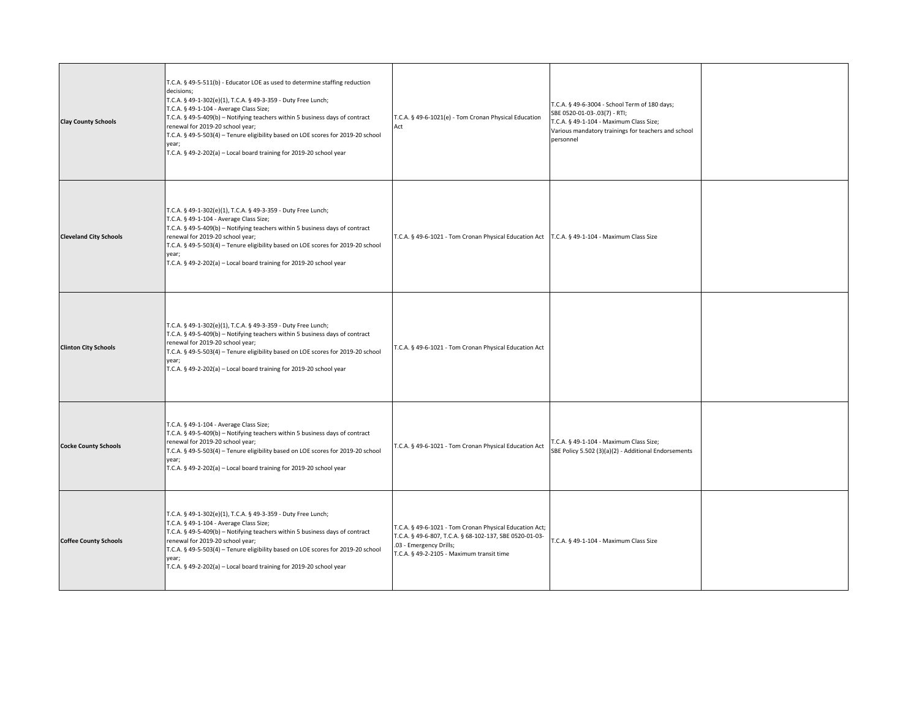| | | | | |
|---|---|---|---|---|
| **Clay County Schools** | T.C.A. § 49-5-511(b) - Educator LOE as used to determine staffing reduction decisions;<br>T.C.A. § 49-1-302(e)(1), T.C.A. § 49-3-359 - Duty Free Lunch;<br>T.C.A. § 49-1-104 - Average Class Size;<br>T.C.A. § 49-5-409(b) – Notifying teachers within 5 business days of contract renewal for 2019-20 school year;<br>T.C.A. § 49-5-503(4) – Tenure eligibility based on LOE scores for 2019-20 school year;<br>T.C.A. § 49-2-202(a) – Local board training for 2019-20 school year | T.C.A. § 49-6-1021(e) - Tom Cronan Physical Education Act | T.C.A. § 49-6-3004 - School Term of 180 days;<br>SBE 0520-01-03-.03(7) - RTI;<br>T.C.A. § 49-1-104 - Maximum Class Size;<br>Various mandatory trainings for teachers and school personnel | |
| **Cleveland City Schools** | T.C.A. § 49-1-302(e)(1), T.C.A. § 49-3-359 - Duty Free Lunch;<br>T.C.A. § 49-1-104 - Average Class Size;<br>T.C.A. § 49-5-409(b) – Notifying teachers within 5 business days of contract renewal for 2019-20 school year;<br>T.C.A. § 49-5-503(4) – Tenure eligibility based on LOE scores for 2019-20 school year;<br>T.C.A. § 49-2-202(a) – Local board training for 2019-20 school year | T.C.A. § 49-6-1021 - Tom Cronan Physical Education Act | T.C.A. § 49-1-104 - Maximum Class Size | |
| **Clinton City Schools** | T.C.A. § 49-1-302(e)(1), T.C.A. § 49-3-359 - Duty Free Lunch;<br>T.C.A. § 49-5-409(b) – Notifying teachers within 5 business days of contract renewal for 2019-20 school year;<br>T.C.A. § 49-5-503(4) – Tenure eligibility based on LOE scores for 2019-20 school year;<br>T.C.A. § 49-2-202(a) – Local board training for 2019-20 school year | T.C.A. § 49-6-1021 - Tom Cronan Physical Education Act | | |
| **Cocke County Schools** | T.C.A. § 49-1-104 - Average Class Size;<br>T.C.A. § 49-5-409(b) – Notifying teachers within 5 business days of contract renewal for 2019-20 school year;<br>T.C.A. § 49-5-503(4) – Tenure eligibility based on LOE scores for 2019-20 school year;<br>T.C.A. § 49-2-202(a) – Local board training for 2019-20 school year | T.C.A. § 49-6-1021 - Tom Cronan Physical Education Act | T.C.A. § 49-1-104 - Maximum Class Size;<br>SBE Policy 5.502 (3)(a)(2) - Additional Endorsements | |
| **Coffee County Schools** | T.C.A. § 49-1-302(e)(1), T.C.A. § 49-3-359 - Duty Free Lunch;<br>T.C.A. § 49-1-104 - Average Class Size;<br>T.C.A. § 49-5-409(b) – Notifying teachers within 5 business days of contract renewal for 2019-20 school year;<br>T.C.A. § 49-5-503(4) – Tenure eligibility based on LOE scores for 2019-20 school year;<br>T.C.A. § 49-2-202(a) – Local board training for 2019-20 school year | T.C.A. § 49-6-1021 - Tom Cronan Physical Education Act;<br>T.C.A. § 49-6-807, T.C.A. § 68-102-137, SBE 0520-01-03-.03 - Emergency Drills;<br>T.C.A. § 49-2-2105 - Maximum transit time | T.C.A. § 49-1-104 - Maximum Class Size | |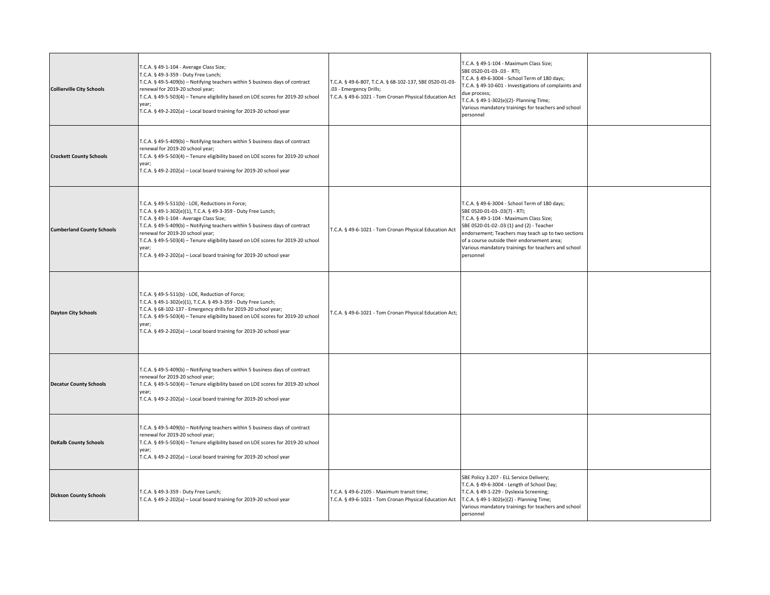| | | | | |
|---|---|---|---|---|
| **Collierville City Schools** | T.C.A. § 49-1-104 - Average Class Size;<br>T.C.A. § 49-3-359 - Duty Free Lunch;<br>T.C.A. § 49-5-409(b) – Notifying teachers within 5 business days of contract renewal for 2019-20 school year;<br>T.C.A. § 49-5-503(4) – Tenure eligibility based on LOE scores for 2019-20 school year;<br>T.C.A. § 49-2-202(a) – Local board training for 2019-20 school year | T.C.A. § 49-6-807, T.C.A. § 68-102-137, SBE 0520-01-03-.03 - Emergency Drills;<br>T.C.A. § 49-6-1021 - Tom Cronan Physical Education Act | T.C.A. § 49-1-104 - Maximum Class Size;<br>SBE 0520-01-03-.03 - RTI;<br>T.C.A. § 49-6-3004 - School Term of 180 days;<br>T.C.A. § 49-10-601 - Investigations of complaints and due process;<br>T.C.A. § 49-1-302(e)(2)- Planning Time;<br>Various mandatory trainings for teachers and school personnel | |
| **Crockett County Schools** | T.C.A. § 49-5-409(b) – Notifying teachers within 5 business days of contract renewal for 2019-20 school year;<br>T.C.A. § 49-5-503(4) – Tenure eligibility based on LOE scores for 2019-20 school year;<br>T.C.A. § 49-2-202(a) – Local board training for 2019-20 school year | | | |
| **Cumberland County Schools** | T.C.A. § 49-5-511(b) - LOE, Reductions in Force;<br>T.C.A. § 49-1-302(e)(1), T.C.A. § 49-3-359 - Duty Free Lunch;<br>T.C.A. § 49-1-104 - Average Class Size;<br>T.C.A. § 49-5-409(b) – Notifying teachers within 5 business days of contract renewal for 2019-20 school year;<br>T.C.A. § 49-5-503(4) – Tenure eligibility based on LOE scores for 2019-20 school year;<br>T.C.A. § 49-2-202(a) – Local board training for 2019-20 school year | T.C.A. § 49-6-1021 - Tom Cronan Physical Education Act | T.C.A. § 49-6-3004 - School Term of 180 days;<br>SBE 0520-01-03-.03(7) - RTI;<br>T.C.A. § 49-1-104 - Maximum Class Size;<br>SBE 0520-01-02-.03 (1) and (2) - Teacher endorsement; Teachers may teach up to two sections of a course outside their endorsement area;<br>Various mandatory trainings for teachers and school personnel | |
| **Dayton City Schools** | T.C.A. § 49-5-511(b) - LOE, Reduction of Force;<br>T.C.A. § 49-1-302(e)(1), T.C.A. § 49-3-359 - Duty Free Lunch;<br>T.C.A. § 68-102-137 - Emergency drills for 2019-20 school year;<br>T.C.A. § 49-5-503(4) – Tenure eligibility based on LOE scores for 2019-20 school year;<br>T.C.A. § 49-2-202(a) – Local board training for 2019-20 school year | T.C.A. § 49-6-1021 - Tom Cronan Physical Education Act; | | |
| **Decatur County Schools** | T.C.A. § 49-5-409(b) – Notifying teachers within 5 business days of contract renewal for 2019-20 school year;<br>T.C.A. § 49-5-503(4) – Tenure eligibility based on LOE scores for 2019-20 school year;<br>T.C.A. § 49-2-202(a) – Local board training for 2019-20 school year | | | |
| **DeKalb County Schools** | T.C.A. § 49-5-409(b) – Notifying teachers within 5 business days of contract renewal for 2019-20 school year;<br>T.C.A. § 49-5-503(4) – Tenure eligibility based on LOE scores for 2019-20 school year;<br>T.C.A. § 49-2-202(a) – Local board training for 2019-20 school year | | | |
| **Dickson County Schools** | T.C.A. § 49-3-359 - Duty Free Lunch;<br>T.C.A. § 49-2-202(a) – Local board training for 2019-20 school year | T.C.A. § 49-6-2105 - Maximum transit time;<br>T.C.A. § 49-6-1021 - Tom Cronan Physical Education Act | SBE Policy 3.207 - ELL Service Delivery;<br>T.C.A. § 49-6-3004 - Length of School Day;<br>T.C.A. § 49-1-229 - Dyslexia Screening;<br>T.C.A. § 49-1-302(e)(2) - Planning Time;<br>Various mandatory trainings for teachers and school personnel | |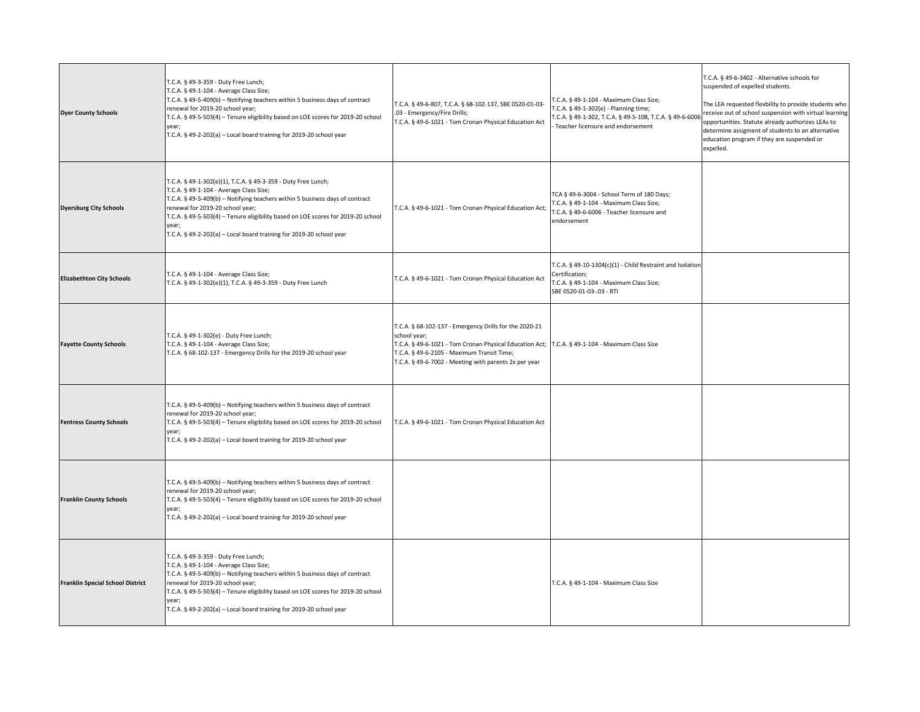| | | | | |
|---|---|---|---|---|
| **Dyer County Schools** | T.C.A. § 49-3-359 - Duty Free Lunch;<br>T.C.A. § 49-1-104 - Average Class Size;<br>T.C.A. § 49-5-409(b) – Notifying teachers within 5 business days of contract renewal for 2019-20 school year;<br>T.C.A. § 49-5-503(4) – Tenure eligibility based on LOE scores for 2019-20 school year;<br>T.C.A. § 49-2-202(a) – Local board training for 2019-20 school year | T.C.A. § 49-6-807, T.C.A. § 68-102-137, SBE 0520-01-03-.03 - Emergency/Fire Drills;<br>T.C.A. § 49-6-1021 - Tom Cronan Physical Education Act | T.C.A. § 49-1-104 - Maximum Class Size;<br>T.C.A. § 49-1-302(e) - Planning time;<br>T.C.A. § 49-1-302, T.C.A. § 49-5-108, T.C.A. § 49-6-6006 - Teacher licensure and endorsement | T.C.A. § 49-6-3402 - Alternative schools for suspended of expelled students.<br><br>The LEA requested flexbility to provide students who receive out of school suspension with virtual learning opportunities. Statute already authorizes LEAs to determine assigment of students to an alternative education program if they are suspended or expelled. |
| **Dyersburg City Schools** | T.C.A. § 49-1-302(e)(1), T.C.A. § 49-3-359 - Duty Free Lunch;<br>T.C.A. § 49-1-104 - Average Class Size;<br>T.C.A. § 49-5-409(b) – Notifying teachers within 5 business days of contract renewal for 2019-20 school year;<br>T.C.A. § 49-5-503(4) – Tenure eligibility based on LOE scores for 2019-20 school year;<br>T.C.A. § 49-2-202(a) – Local board training for 2019-20 school year | T.C.A. § 49-6-1021 - Tom Cronan Physical Education Act; | TCA § 49-6-3004 - School Term of 180 Days;<br>T.C.A. § 49-1-104 - Maximum Class Size;<br>T.C.A. § 49-6-6006 - Teacher licensure and endorsement | |
| **Elizabethton City Schools** | T.C.A. § 49-1-104 - Average Class Size;<br>T.C.A. § 49-1-302(e)(1), T.C.A. § 49-3-359 - Duty Free Lunch | T.C.A. § 49-6-1021 - Tom Cronan Physical Education Act | T.C.A. § 49-10-1304(c)(1) - Child Restraint and Isolation Certification;<br>T.C.A. § 49-1-104 - Maximum Class Size;<br>SBE 0520-01-03-.03 - RTI | |
| **Fayette County Schools** | T.C.A. § 49-1-302(e) - Duty Free Lunch;<br>T.C.A. § 49-1-104 - Average Class Size;<br>T.C.A. § 68-102-137 - Emergency Drills for the 2019-20 school year | T.C.A. § 68-102-137 - Emergency Drills for the 2020-21 school year;<br>T.C.A. § 49-6-1021 - Tom Cronan Physical Education Act;<br>T.C.A. § 49-6-2105 - Maximum Transit Time;<br>T.C.A. § 49-6-7002 - Meeting with parents 2x per year | T.C.A. § 49-1-104 - Maximum Class Size | |
| **Fentress County Schools** | T.C.A. § 49-5-409(b) – Notifying teachers within 5 business days of contract renewal for 2019-20 school year;<br>T.C.A. § 49-5-503(4) – Tenure eligibility based on LOE scores for 2019-20 school year;<br>T.C.A. § 49-2-202(a) – Local board training for 2019-20 school year | T.C.A. § 49-6-1021 - Tom Cronan Physical Education Act | | |
| **Franklin County Schools** | T.C.A. § 49-5-409(b) – Notifying teachers within 5 business days of contract renewal for 2019-20 school year;<br>T.C.A. § 49-5-503(4) – Tenure eligibility based on LOE scores for 2019-20 school year;<br>T.C.A. § 49-2-202(a) – Local board training for 2019-20 school year | | | |
| **Franklin Special School District** | T.C.A. § 49-3-359 - Duty Free Lunch;<br>T.C.A. § 49-1-104 - Average Class Size;<br>T.C.A. § 49-5-409(b) – Notifying teachers within 5 business days of contract renewal for 2019-20 school year;<br>T.C.A. § 49-5-503(4) – Tenure eligibility based on LOE scores for 2019-20 school year;<br>T.C.A. § 49-2-202(a) – Local board training for 2019-20 school year | | T.C.A. § 49-1-104 - Maximum Class Size | |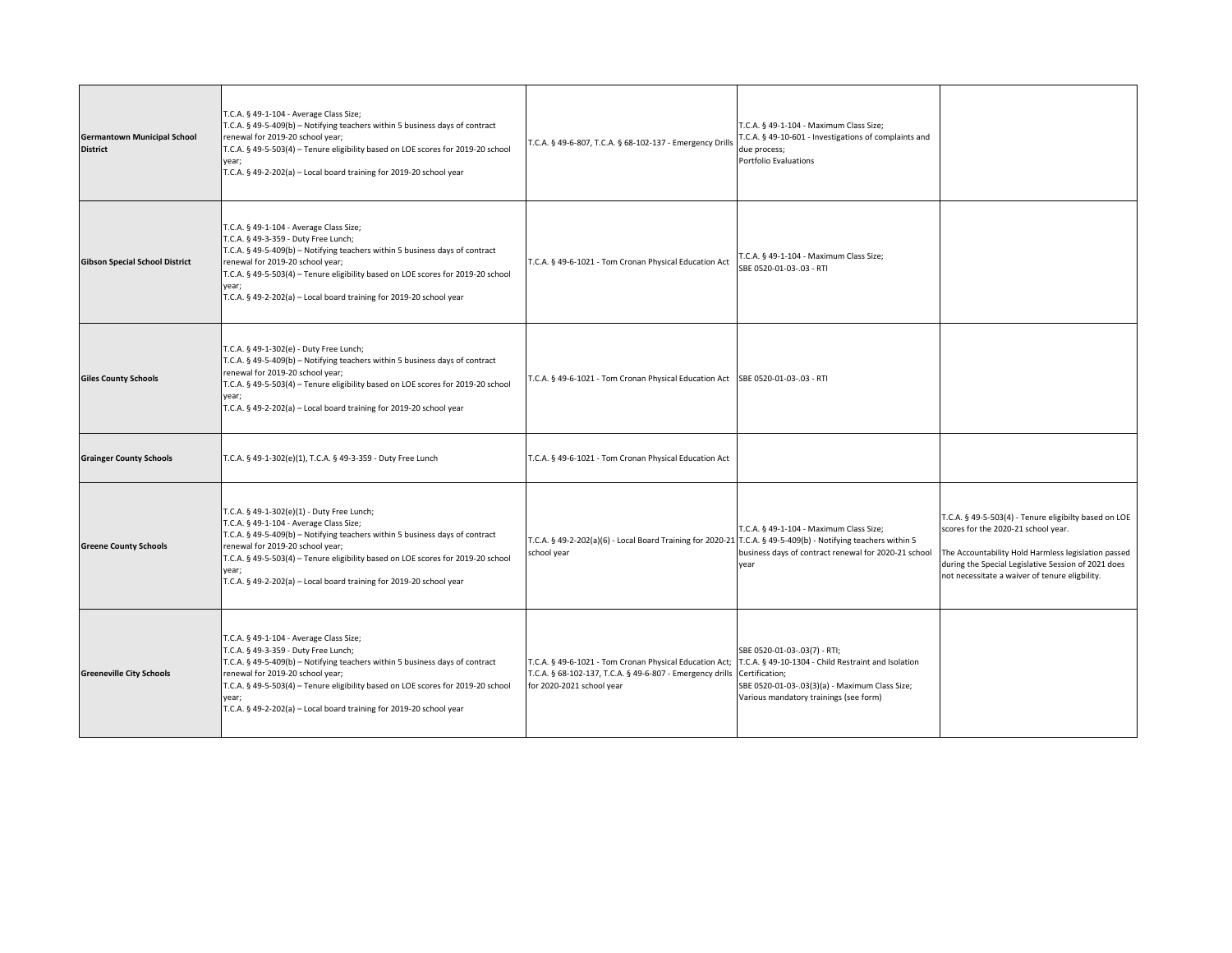| | | | | |
|---|---|---|---|---|
| **Germantown Municipal School District** | T.C.A. § 49-1-104 - Average Class Size;<br>T.C.A. § 49-5-409(b) – Notifying teachers within 5 business days of contract renewal for 2019-20 school year;<br>T.C.A. § 49-5-503(4) – Tenure eligibility based on LOE scores for 2019-20 school year;<br>T.C.A. § 49-2-202(a) – Local board training for 2019-20 school year | T.C.A. § 49-6-807, T.C.A. § 68-102-137 - Emergency Drills | T.C.A. § 49-1-104 - Maximum Class Size;<br>T.C.A. § 49-10-601 - Investigations of complaints and due process;<br>Portfolio Evaluations | |
| **Gibson Special School District** | T.C.A. § 49-1-104 - Average Class Size;<br>T.C.A. § 49-3-359 - Duty Free Lunch;<br>T.C.A. § 49-5-409(b) – Notifying teachers within 5 business days of contract renewal for 2019-20 school year;<br>T.C.A. § 49-5-503(4) – Tenure eligibility based on LOE scores for 2019-20 school year;<br>T.C.A. § 49-2-202(a) – Local board training for 2019-20 school year | T.C.A. § 49-6-1021 - Tom Cronan Physical Education Act | T.C.A. § 49-1-104 - Maximum Class Size;<br>SBE 0520-01-03-.03 - RTI | |
| **Giles County Schools** | T.C.A. § 49-1-302(e) - Duty Free Lunch;<br>T.C.A. § 49-5-409(b) – Notifying teachers within 5 business days of contract renewal for 2019-20 school year;<br>T.C.A. § 49-5-503(4) – Tenure eligibility based on LOE scores for 2019-20 school year;<br>T.C.A. § 49-2-202(a) – Local board training for 2019-20 school year | T.C.A. § 49-6-1021 - Tom Cronan Physical Education Act | SBE 0520-01-03-.03 - RTI | |
| **Grainger County Schools** | T.C.A. § 49-1-302(e)(1), T.C.A. § 49-3-359 - Duty Free Lunch | T.C.A. § 49-6-1021 - Tom Cronan Physical Education Act | | |
| **Greene County Schools** | T.C.A. § 49-1-302(e)(1) - Duty Free Lunch;<br>T.C.A. § 49-1-104 - Average Class Size;<br>T.C.A. § 49-5-409(b) – Notifying teachers within 5 business days of contract renewal for 2019-20 school year;<br>T.C.A. § 49-5-503(4) – Tenure eligibility based on LOE scores for 2019-20 school year;<br>T.C.A. § 49-2-202(a) – Local board training for 2019-20 school year | T.C.A. § 49-2-202(a)(6) - Local Board Training for 2020-21 school year | T.C.A. § 49-1-104 - Maximum Class Size;<br>T.C.A. § 49-5-409(b) - Notifying teachers within 5 business days of contract renewal for 2020-21 school year | T.C.A. § 49-5-503(4) - Tenure eligibilty based on LOE scores for the 2020-21 school year.<br><br>The Accountability Hold Harmless legislation passed during the Special Legislative Session of 2021 does not necessitate a waiver of tenure eligbility. |
| **Greeneville City Schools** | T.C.A. § 49-1-104 - Average Class Size;<br>T.C.A. § 49-3-359 - Duty Free Lunch;<br>T.C.A. § 49-5-409(b) – Notifying teachers within 5 business days of contract renewal for 2019-20 school year;<br>T.C.A. § 49-5-503(4) – Tenure eligibility based on LOE scores for 2019-20 school year;<br>T.C.A. § 49-2-202(a) – Local board training for 2019-20 school year | T.C.A. § 49-6-1021 - Tom Cronan Physical Education Act;<br>T.C.A. § 68-102-137, T.C.A. § 49-6-807 - Emergency drills for 2020-2021 school year | SBE 0520-01-03-.03(7) - RTI;<br>T.C.A. § 49-10-1304 - Child Restraint and Isolation Certification;<br>SBE 0520-01-03-.03(3)(a) - Maximum Class Size;<br>Various mandatory trainings (see form) | |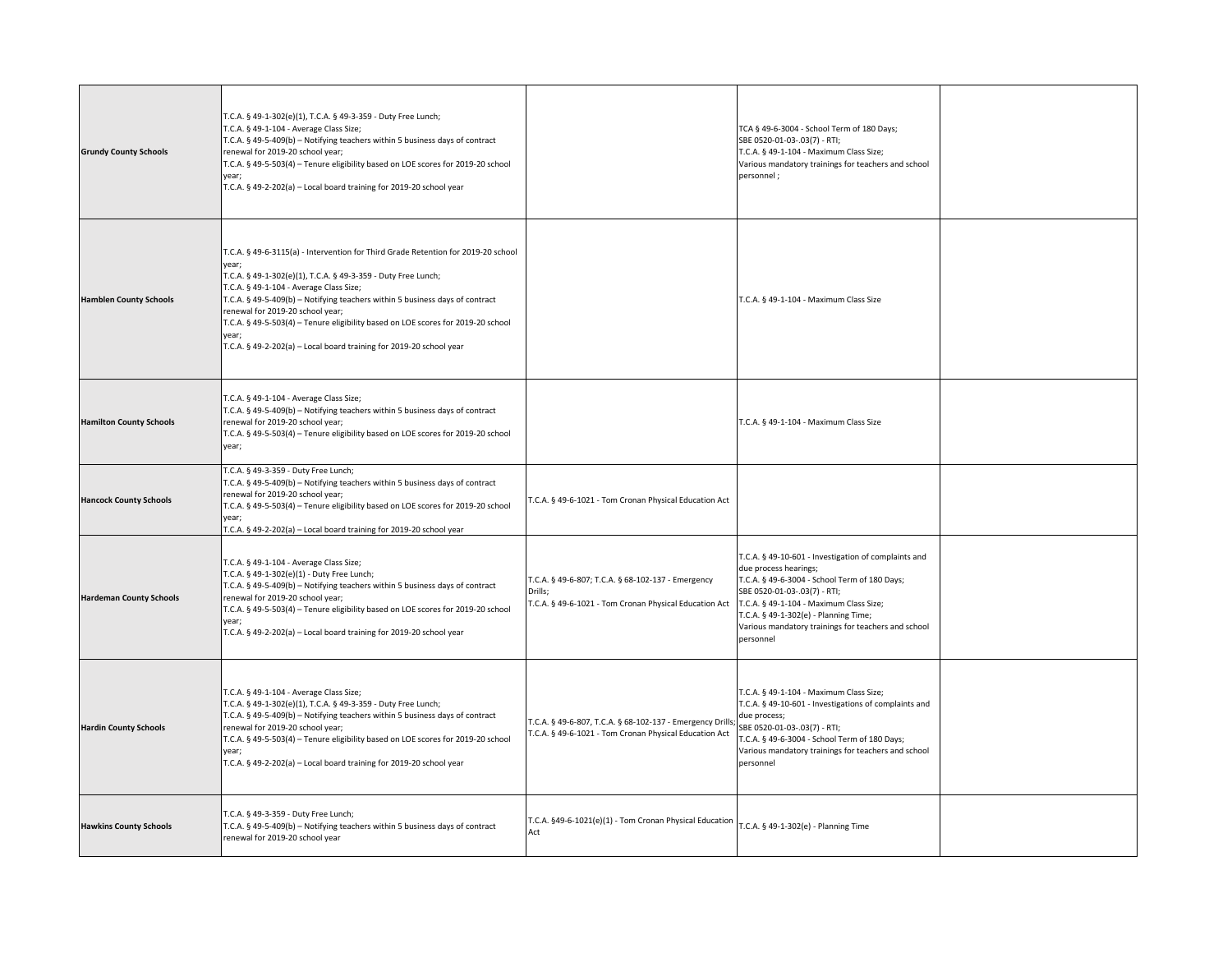| | | | | |
|---|---|---|---|---|
| **Grundy County Schools** | T.C.A. § 49-1-302(e)(1), T.C.A. § 49-3-359 - Duty Free Lunch;<br>T.C.A. § 49-1-104 - Average Class Size;<br>T.C.A. § 49-5-409(b) – Notifying teachers within 5 business days of contract renewal for 2019-20 school year;<br>T.C.A. § 49-5-503(4) – Tenure eligibility based on LOE scores for 2019-20 school year;<br>T.C.A. § 49-2-202(a) – Local board training for 2019-20 school year | | TCA § 49-6-3004 - School Term of 180 Days;<br>SBE 0520-01-03-.03(7) - RTI;<br>T.C.A. § 49-1-104 - Maximum Class Size;<br>Various mandatory trainings for teachers and school personnel ; | |
| **Hamblen County Schools** | T.C.A. § 49-6-3115(a) - Intervention for Third Grade Retention for 2019-20 school year;<br>T.C.A. § 49-1-302(e)(1), T.C.A. § 49-3-359 - Duty Free Lunch;<br>T.C.A. § 49-1-104 - Average Class Size;<br>T.C.A. § 49-5-409(b) – Notifying teachers within 5 business days of contract renewal for 2019-20 school year;<br>T.C.A. § 49-5-503(4) – Tenure eligibility based on LOE scores for 2019-20 school year;<br>T.C.A. § 49-2-202(a) – Local board training for 2019-20 school year | | T.C.A. § 49-1-104 - Maximum Class Size | |
| **Hamilton County Schools** | T.C.A. § 49-1-104 - Average Class Size;<br>T.C.A. § 49-5-409(b) – Notifying teachers within 5 business days of contract renewal for 2019-20 school year;<br>T.C.A. § 49-5-503(4) – Tenure eligibility based on LOE scores for 2019-20 school year; | | T.C.A. § 49-1-104 - Maximum Class Size | |
| **Hancock County Schools** | T.C.A. § 49-3-359 - Duty Free Lunch;<br>T.C.A. § 49-5-409(b) – Notifying teachers within 5 business days of contract renewal for 2019-20 school year;<br>T.C.A. § 49-5-503(4) – Tenure eligibility based on LOE scores for 2019-20 school year;<br>T.C.A. § 49-2-202(a) – Local board training for 2019-20 school year | T.C.A. § 49-6-1021 - Tom Cronan Physical Education Act | | |
| **Hardeman County Schools** | T.C.A. § 49-1-104 - Average Class Size;<br>T.C.A. § 49-1-302(e)(1) - Duty Free Lunch;<br>T.C.A. § 49-5-409(b) – Notifying teachers within 5 business days of contract renewal for 2019-20 school year;<br>T.C.A. § 49-5-503(4) – Tenure eligibility based on LOE scores for 2019-20 school year;<br>T.C.A. § 49-2-202(a) – Local board training for 2019-20 school year | T.C.A. § 49-6-807; T.C.A. § 68-102-137 - Emergency Drills;<br>T.C.A. § 49-6-1021 - Tom Cronan Physical Education Act | T.C.A. § 49-10-601 - Investigation of complaints and due process hearings;<br>T.C.A. § 49-6-3004 - School Term of 180 Days;<br>SBE 0520-01-03-.03(7) - RTI;<br>T.C.A. § 49-1-104 - Maximum Class Size;<br>T.C.A. § 49-1-302(e) - Planning Time;<br>Various mandatory trainings for teachers and school personnel | |
| **Hardin County Schools** | T.C.A. § 49-1-104 - Average Class Size;<br>T.C.A. § 49-1-302(e)(1), T.C.A. § 49-3-359 - Duty Free Lunch;<br>T.C.A. § 49-5-409(b) – Notifying teachers within 5 business days of contract renewal for 2019-20 school year;<br>T.C.A. § 49-5-503(4) – Tenure eligibility based on LOE scores for 2019-20 school year;<br>T.C.A. § 49-2-202(a) – Local board training for 2019-20 school year | T.C.A. § 49-6-807, T.C.A. § 68-102-137 - Emergency Drills;<br>T.C.A. § 49-6-1021 - Tom Cronan Physical Education Act | T.C.A. § 49-1-104 - Maximum Class Size;<br>T.C.A. § 49-10-601 - Investigations of complaints and due process;<br>SBE 0520-01-03-.03(7) - RTI;<br>T.C.A. § 49-6-3004 - School Term of 180 Days;<br>Various mandatory trainings for teachers and school personnel | |
| **Hawkins County Schools** | T.C.A. § 49-3-359 - Duty Free Lunch;<br>T.C.A. § 49-5-409(b) – Notifying teachers within 5 business days of contract renewal for 2019-20 school year | T.C.A. §49-6-1021(e)(1) - Tom Cronan Physical Education Act | T.C.A. § 49-1-302(e) - Planning Time | |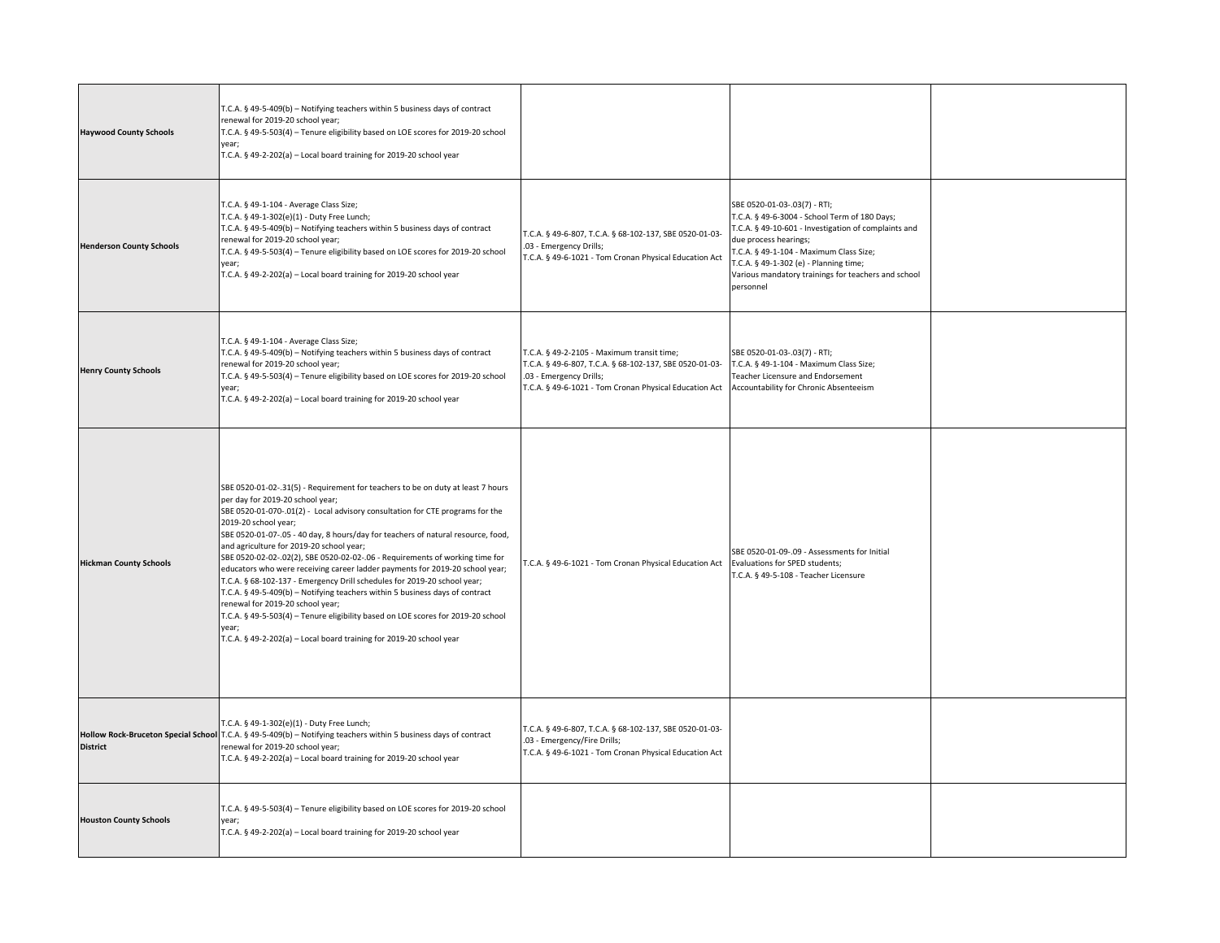| | | | | |
|---|---|---|---|---|
| **Haywood County Schools** | T.C.A. § 49-5-409(b) – Notifying teachers within 5 business days of contract renewal for 2019-20 school year;<br>T.C.A. § 49-5-503(4) – Tenure eligibility based on LOE scores for 2019-20 school year;<br>T.C.A. § 49-2-202(a) – Local board training for 2019-20 school year | | | |
| **Henderson County Schools** | T.C.A. § 49-1-104 - Average Class Size;<br>T.C.A. § 49-1-302(e)(1) - Duty Free Lunch;<br>T.C.A. § 49-5-409(b) – Notifying teachers within 5 business days of contract renewal for 2019-20 school year;<br>T.C.A. § 49-5-503(4) – Tenure eligibility based on LOE scores for 2019-20 school year;<br>T.C.A. § 49-2-202(a) – Local board training for 2019-20 school year | T.C.A. § 49-6-807, T.C.A. § 68-102-137, SBE 0520-01-03-.03 - Emergency Drills;<br>T.C.A. § 49-6-1021 - Tom Cronan Physical Education Act | SBE 0520-01-03-.03(7) - RTI;<br>T.C.A. § 49-6-3004 - School Term of 180 Days;<br>T.C.A. § 49-10-601 - Investigation of complaints and due process hearings;<br>T.C.A. § 49-1-104 - Maximum Class Size;<br>T.C.A. § 49-1-302 (e) - Planning time;<br>Various mandatory trainings for teachers and school personnel | |
| **Henry County Schools** | T.C.A. § 49-1-104 - Average Class Size;<br>T.C.A. § 49-5-409(b) – Notifying teachers within 5 business days of contract renewal for 2019-20 school year;<br>T.C.A. § 49-5-503(4) – Tenure eligibility based on LOE scores for 2019-20 school year;<br>T.C.A. § 49-2-202(a) – Local board training for 2019-20 school year | T.C.A. § 49-2-2105 - Maximum transit time;<br>T.C.A. § 49-6-807, T.C.A. § 68-102-137, SBE 0520-01-03-.03 - Emergency Drills;<br>T.C.A. § 49-6-1021 - Tom Cronan Physical Education Act | SBE 0520-01-03-.03(7) - RTI;<br>T.C.A. § 49-1-104 - Maximum Class Size;<br>Teacher Licensure and Endorsement<br>Accountability for Chronic Absenteeism | |
| **Hickman County Schools** | SBE 0520-01-02-.31(5) - Requirement for teachers to be on duty at least 7 hours per day for 2019-20 school year;<br>SBE 0520-01-070-.01(2) - Local advisory consultation for CTE programs for the 2019-20 school year;<br>SBE 0520-01-07-.05 - 40 day, 8 hours/day for teachers of natural resource, food, and agriculture for 2019-20 school year;<br>SBE 0520-02-02-.02(2), SBE 0520-02-02-.06 - Requirements of working time for educators who were receiving career ladder payments for 2019-20 school year;<br>T.C.A. § 68-102-137 - Emergency Drill schedules for 2019-20 school year;<br>T.C.A. § 49-5-409(b) – Notifying teachers within 5 business days of contract renewal for 2019-20 school year;<br>T.C.A. § 49-5-503(4) – Tenure eligibility based on LOE scores for 2019-20 school year;<br>T.C.A. § 49-2-202(a) – Local board training for 2019-20 school year | T.C.A. § 49-6-1021 - Tom Cronan Physical Education Act | SBE 0520-01-09-.09 - Assessments for Initial Evaluations for SPED students;<br>T.C.A. § 49-5-108 - Teacher Licensure | |
| **Hollow Rock-Bruceton Special School District** | T.C.A. § 49-1-302(e)(1) - Duty Free Lunch;<br>T.C.A. § 49-5-409(b) – Notifying teachers within 5 business days of contract renewal for 2019-20 school year;<br>T.C.A. § 49-2-202(a) – Local board training for 2019-20 school year | T.C.A. § 49-6-807, T.C.A. § 68-102-137, SBE 0520-01-03-.03 - Emergency/Fire Drills;<br>T.C.A. § 49-6-1021 - Tom Cronan Physical Education Act | | |
| **Houston County Schools** | T.C.A. § 49-5-503(4) – Tenure eligibility based on LOE scores for 2019-20 school year;<br>T.C.A. § 49-2-202(a) – Local board training for 2019-20 school year | | | |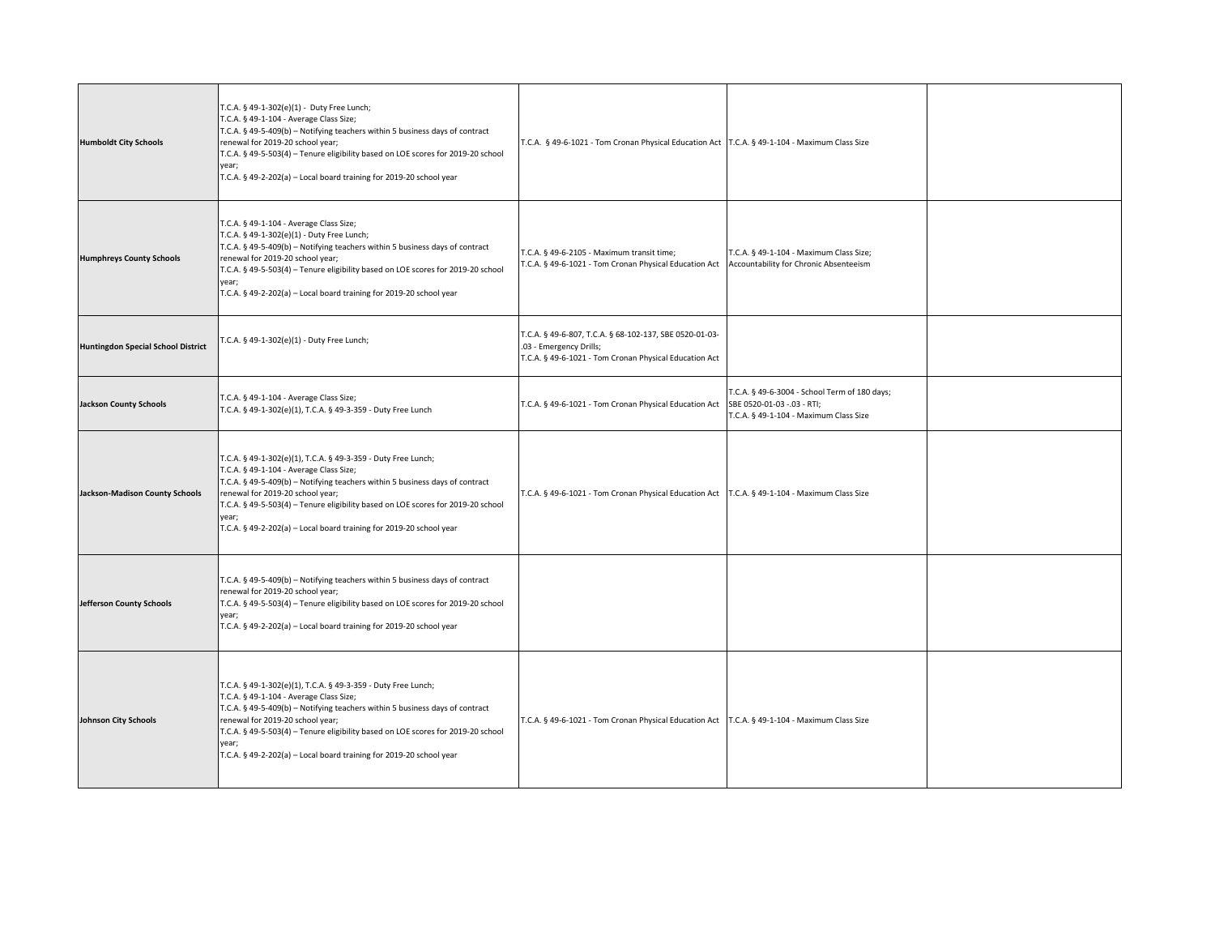| | | | | |
|---|---|---|---|---|
| **Humboldt City Schools** | T.C.A. § 49-1-302(e)(1) - Duty Free Lunch;<br>T.C.A. § 49-1-104 - Average Class Size;<br>T.C.A. § 49-5-409(b) – Notifying teachers within 5 business days of contract renewal for 2019-20 school year;<br>T.C.A. § 49-5-503(4) – Tenure eligibility based on LOE scores for 2019-20 school year;<br>T.C.A. § 49-2-202(a) – Local board training for 2019-20 school year | T.C.A. § 49-6-1021 - Tom Cronan Physical Education Act | T.C.A. § 49-1-104 - Maximum Class Size | |
| **Humphreys County Schools** | T.C.A. § 49-1-104 - Average Class Size;<br>T.C.A. § 49-1-302(e)(1) - Duty Free Lunch;<br>T.C.A. § 49-5-409(b) – Notifying teachers within 5 business days of contract renewal for 2019-20 school year;<br>T.C.A. § 49-5-503(4) – Tenure eligibility based on LOE scores for 2019-20 school year;<br>T.C.A. § 49-2-202(a) – Local board training for 2019-20 school year | T.C.A. § 49-6-2105 - Maximum transit time;<br>T.C.A. § 49-6-1021 - Tom Cronan Physical Education Act | T.C.A. § 49-1-104 - Maximum Class Size;<br>Accountability for Chronic Absenteeism | |
| **Huntingdon Special School District** | T.C.A. § 49-1-302(e)(1) - Duty Free Lunch; | T.C.A. § 49-6-807, T.C.A. § 68-102-137, SBE 0520-01-03-.03 - Emergency Drills;<br>T.C.A. § 49-6-1021 - Tom Cronan Physical Education Act | | |
| **Jackson County Schools** | T.C.A. § 49-1-104 - Average Class Size;<br>T.C.A. § 49-1-302(e)(1), T.C.A. § 49-3-359 - Duty Free Lunch | T.C.A. § 49-6-1021 - Tom Cronan Physical Education Act | T.C.A. § 49-6-3004 - School Term of 180 days;<br>SBE 0520-01-03 -.03 - RTI;<br>T.C.A. § 49-1-104 - Maximum Class Size | |
| **Jackson-Madison County Schools** | T.C.A. § 49-1-302(e)(1), T.C.A. § 49-3-359 - Duty Free Lunch;<br>T.C.A. § 49-1-104 - Average Class Size;<br>T.C.A. § 49-5-409(b) – Notifying teachers within 5 business days of contract renewal for 2019-20 school year;<br>T.C.A. § 49-5-503(4) – Tenure eligibility based on LOE scores for 2019-20 school year;<br>T.C.A. § 49-2-202(a) – Local board training for 2019-20 school year | T.C.A. § 49-6-1021 - Tom Cronan Physical Education Act | T.C.A. § 49-1-104 - Maximum Class Size | |
| **Jefferson County Schools** | T.C.A. § 49-5-409(b) – Notifying teachers within 5 business days of contract renewal for 2019-20 school year;<br>T.C.A. § 49-5-503(4) – Tenure eligibility based on LOE scores for 2019-20 school year;<br>T.C.A. § 49-2-202(a) – Local board training for 2019-20 school year | | | |
| **Johnson City Schools** | T.C.A. § 49-1-302(e)(1), T.C.A. § 49-3-359 - Duty Free Lunch;<br>T.C.A. § 49-1-104 - Average Class Size;<br>T.C.A. § 49-5-409(b) – Notifying teachers within 5 business days of contract renewal for 2019-20 school year;<br>T.C.A. § 49-5-503(4) – Tenure eligibility based on LOE scores for 2019-20 school year;<br>T.C.A. § 49-2-202(a) – Local board training for 2019-20 school year | T.C.A. § 49-6-1021 - Tom Cronan Physical Education Act | T.C.A. § 49-1-104 - Maximum Class Size | |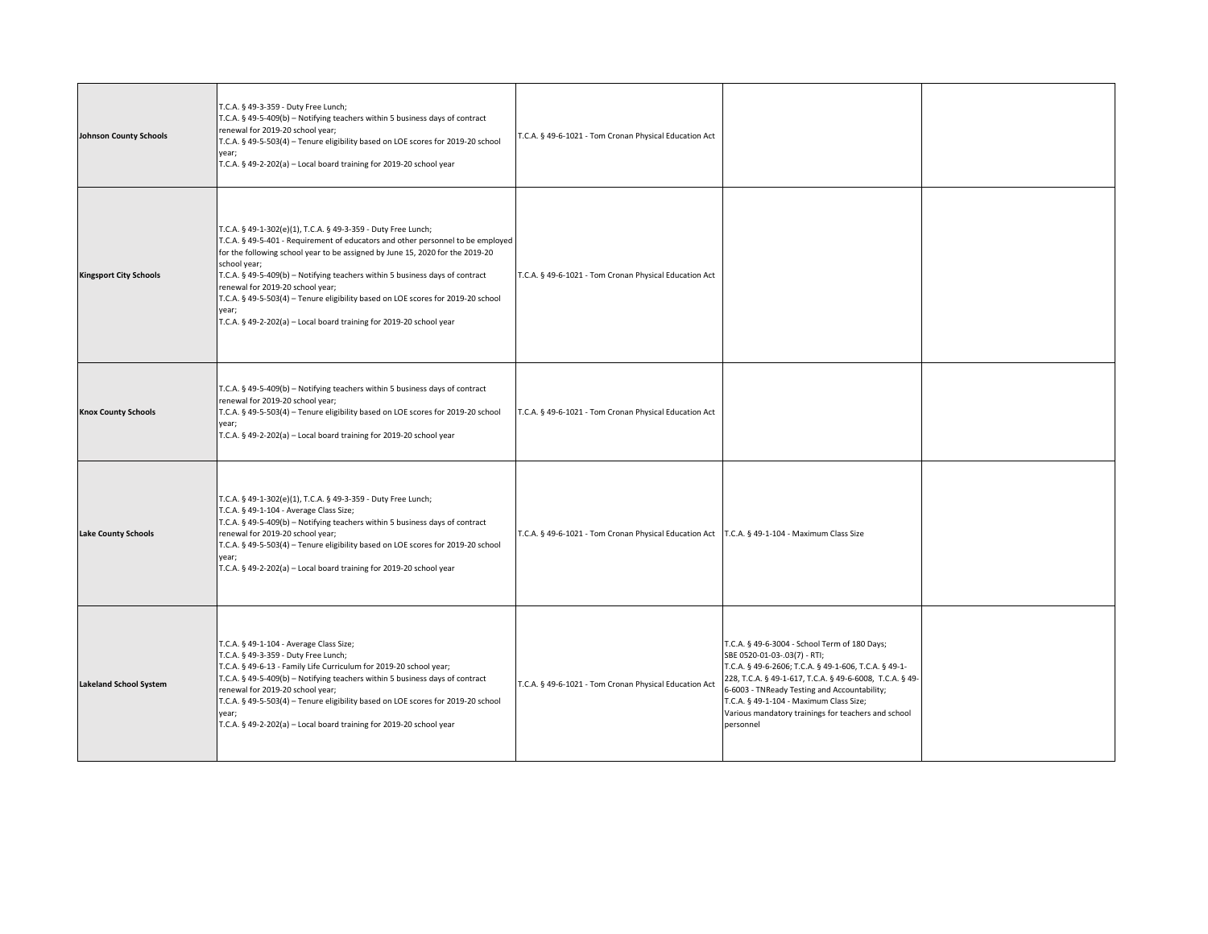| | | | | |
|---|---|---|---|---|
| **Johnson County Schools** | T.C.A. § 49-3-359 - Duty Free Lunch;<br>T.C.A. § 49-5-409(b) – Notifying teachers within 5 business days of contract renewal for 2019-20 school year;<br>T.C.A. § 49-5-503(4) – Tenure eligibility based on LOE scores for 2019-20 school year;<br>T.C.A. § 49-2-202(a) – Local board training for 2019-20 school year | T.C.A. § 49-6-1021 - Tom Cronan Physical Education Act | | |
| **Kingsport City Schools** | T.C.A. § 49-1-302(e)(1), T.C.A. § 49-3-359 - Duty Free Lunch;<br>T.C.A. § 49-5-401 - Requirement of educators and other personnel to be employed for the following school year to be assigned by June 15, 2020 for the 2019-20 school year;<br>T.C.A. § 49-5-409(b) – Notifying teachers within 5 business days of contract renewal for 2019-20 school year;<br>T.C.A. § 49-5-503(4) – Tenure eligibility based on LOE scores for 2019-20 school year;<br>T.C.A. § 49-2-202(a) – Local board training for 2019-20 school year | T.C.A. § 49-6-1021 - Tom Cronan Physical Education Act | | |
| **Knox County Schools** | T.C.A. § 49-5-409(b) – Notifying teachers within 5 business days of contract renewal for 2019-20 school year;<br>T.C.A. § 49-5-503(4) – Tenure eligibility based on LOE scores for 2019-20 school year;<br>T.C.A. § 49-2-202(a) – Local board training for 2019-20 school year | T.C.A. § 49-6-1021 - Tom Cronan Physical Education Act | | |
| **Lake County Schools** | T.C.A. § 49-1-302(e)(1), T.C.A. § 49-3-359 - Duty Free Lunch;<br>T.C.A. § 49-1-104 - Average Class Size;<br>T.C.A. § 49-5-409(b) – Notifying teachers within 5 business days of contract renewal for 2019-20 school year;<br>T.C.A. § 49-5-503(4) – Tenure eligibility based on LOE scores for 2019-20 school year;<br>T.C.A. § 49-2-202(a) – Local board training for 2019-20 school year | T.C.A. § 49-6-1021 - Tom Cronan Physical Education Act | T.C.A. § 49-1-104 - Maximum Class Size | |
| **Lakeland School System** | T.C.A. § 49-1-104 - Average Class Size;<br>T.C.A. § 49-3-359 - Duty Free Lunch;<br>T.C.A. § 49-6-13 - Family Life Curriculum for 2019-20 school year;<br>T.C.A. § 49-5-409(b) – Notifying teachers within 5 business days of contract renewal for 2019-20 school year;<br>T.C.A. § 49-5-503(4) – Tenure eligibility based on LOE scores for 2019-20 school year;<br>T.C.A. § 49-2-202(a) – Local board training for 2019-20 school year | T.C.A. § 49-6-1021 - Tom Cronan Physical Education Act | T.C.A. § 49-6-3004 - School Term of 180 Days;<br>SBE 0520-01-03-.03(7) - RTI;<br>T.C.A. § 49-6-2606; T.C.A. § 49-1-606, T.C.A. § 49-1-228, T.C.A. § 49-1-617, T.C.A. § 49-6-6008, T.C.A. § 49-6-6003 - TNReady Testing and Accountability;<br>T.C.A. § 49-1-104 - Maximum Class Size;<br>Various mandatory trainings for teachers and school personnel | |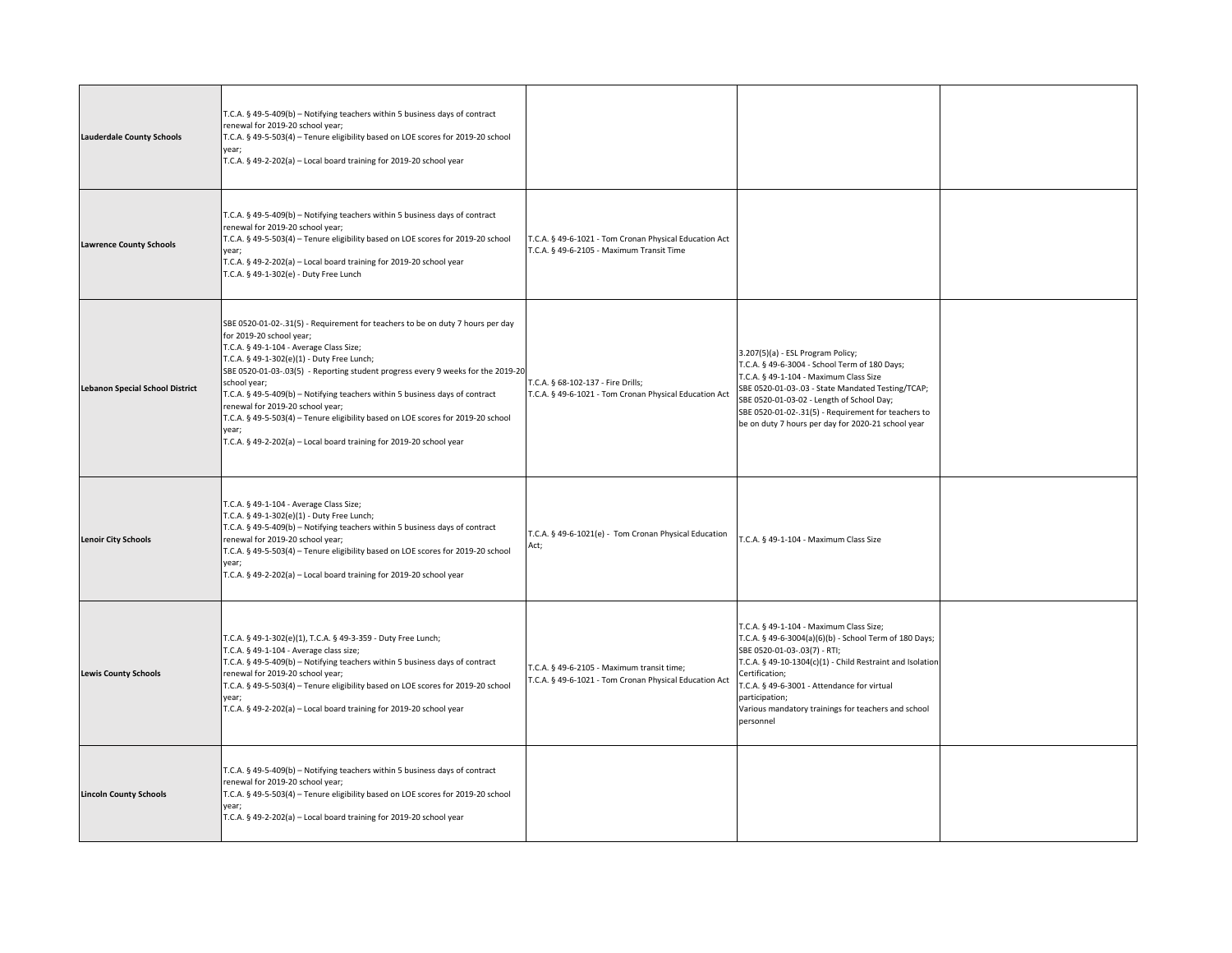| | | | | |
|---|---|---|---|---|
| **Lauderdale County Schools** | T.C.A. § 49-5-409(b) – Notifying teachers within 5 business days of contract renewal for 2019-20 school year;<br>T.C.A. § 49-5-503(4) – Tenure eligibility based on LOE scores for 2019-20 school year;<br>T.C.A. § 49-2-202(a) – Local board training for 2019-20 school year | | | |
| **Lawrence County Schools** | T.C.A. § 49-5-409(b) – Notifying teachers within 5 business days of contract renewal for 2019-20 school year;<br>T.C.A. § 49-5-503(4) – Tenure eligibility based on LOE scores for 2019-20 school year;<br>T.C.A. § 49-2-202(a) – Local board training for 2019-20 school year<br>T.C.A. § 49-1-302(e) - Duty Free Lunch | T.C.A. § 49-6-1021 - Tom Cronan Physical Education Act<br>T.C.A. § 49-6-2105 - Maximum Transit Time | | |
| **Lebanon Special School District** | SBE 0520-01-02-.31(5) - Requirement for teachers to be on duty 7 hours per day for 2019-20 school year;<br>T.C.A. § 49-1-104 - Average Class Size;<br>T.C.A. § 49-1-302(e)(1) - Duty Free Lunch;<br>SBE 0520-01-03-.03(5) - Reporting student progress every 9 weeks for the 2019-20 school year;<br>T.C.A. § 49-5-409(b) – Notifying teachers within 5 business days of contract renewal for 2019-20 school year;<br>T.C.A. § 49-5-503(4) – Tenure eligibility based on LOE scores for 2019-20 school year;<br>T.C.A. § 49-2-202(a) – Local board training for 2019-20 school year | T.C.A. § 68-102-137 - Fire Drills;<br>T.C.A. § 49-6-1021 - Tom Cronan Physical Education Act | 3.207(5)(a) - ESL Program Policy;<br>T.C.A. § 49-6-3004 - School Term of 180 Days;<br>T.C.A. § 49-1-104 - Maximum Class Size<br>SBE 0520-01-03-.03 - State Mandated Testing/TCAP;<br>SBE 0520-01-03-02 - Length of School Day;<br>SBE 0520-01-02-.31(5) - Requirement for teachers to be on duty 7 hours per day for 2020-21 school year | |
| **Lenoir City Schools** | T.C.A. § 49-1-104 - Average Class Size;<br>T.C.A. § 49-1-302(e)(1) - Duty Free Lunch;<br>T.C.A. § 49-5-409(b) – Notifying teachers within 5 business days of contract renewal for 2019-20 school year;<br>T.C.A. § 49-5-503(4) – Tenure eligibility based on LOE scores for 2019-20 school year;<br>T.C.A. § 49-2-202(a) – Local board training for 2019-20 school year | T.C.A. § 49-6-1021(e) - Tom Cronan Physical Education Act; | T.C.A. § 49-1-104 - Maximum Class Size | |
| **Lewis County Schools** | T.C.A. § 49-1-302(e)(1), T.C.A. § 49-3-359 - Duty Free Lunch;<br>T.C.A. § 49-1-104 - Average class size;<br>T.C.A. § 49-5-409(b) – Notifying teachers within 5 business days of contract renewal for 2019-20 school year;<br>T.C.A. § 49-5-503(4) – Tenure eligibility based on LOE scores for 2019-20 school year;<br>T.C.A. § 49-2-202(a) – Local board training for 2019-20 school year | T.C.A. § 49-6-2105 - Maximum transit time;<br>T.C.A. § 49-6-1021 - Tom Cronan Physical Education Act | T.C.A. § 49-1-104 - Maximum Class Size;<br>T.C.A. § 49-6-3004(a)(6)(b) - School Term of 180 Days;<br>SBE 0520-01-03-.03(7) - RTI;<br>T.C.A. § 49-10-1304(c)(1) - Child Restraint and Isolation Certification;<br>T.C.A. § 49-6-3001 - Attendance for virtual participation;<br>Various mandatory trainings for teachers and school personnel | |
| **Lincoln County Schools** | T.C.A. § 49-5-409(b) – Notifying teachers within 5 business days of contract renewal for 2019-20 school year;<br>T.C.A. § 49-5-503(4) – Tenure eligibility based on LOE scores for 2019-20 school year;<br>T.C.A. § 49-2-202(a) – Local board training for 2019-20 school year | | | |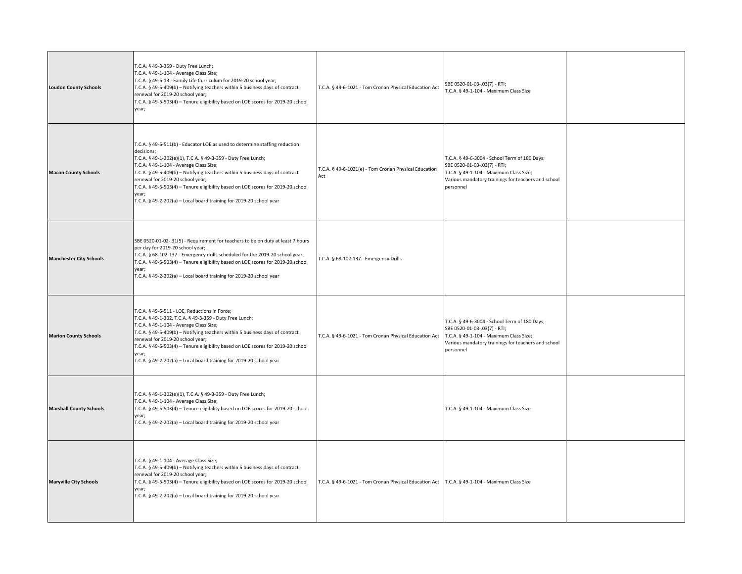| | | | | |
|---|---|---|---|---|
| **Loudon County Schools** | T.C.A. § 49-3-359 - Duty Free Lunch;<br>T.C.A. § 49-1-104 - Average Class Size;<br>T.C.A. § 49-6-13 - Family Life Curriculum for 2019-20 school year;<br>T.C.A. § 49-5-409(b) – Notifying teachers within 5 business days of contract renewal for 2019-20 school year;<br>T.C.A. § 49-5-503(4) – Tenure eligibility based on LOE scores for 2019-20 school year; | T.C.A. § 49-6-1021 - Tom Cronan Physical Education Act | SBE 0520-01-03-.03(7) - RTI;<br>T.C.A. § 49-1-104 - Maximum Class Size | |
| **Macon County Schools** | T.C.A. § 49-5-511(b) - Educator LOE as used to determine staffing reduction decisions;<br>T.C.A. § 49-1-302(e)(1), T.C.A. § 49-3-359 - Duty Free Lunch;<br>T.C.A. § 49-1-104 - Average Class Size;<br>T.C.A. § 49-5-409(b) – Notifying teachers within 5 business days of contract renewal for 2019-20 school year;<br>T.C.A. § 49-5-503(4) – Tenure eligibility based on LOE scores for 2019-20 school year;<br>T.C.A. § 49-2-202(a) – Local board training for 2019-20 school year | T.C.A. § 49-6-1021(e) - Tom Cronan Physical Education Act | T.C.A. § 49-6-3004 - School Term of 180 Days;<br>SBE 0520-01-03-.03(7) - RTI;<br>T.C.A. § 49-1-104 - Maximum Class Size;<br>Various mandatory trainings for teachers and school personnel | |
| **Manchester City Schools** | SBE 0520-01-02-.31(5) - Requirement for teachers to be on duty at least 7 hours per day for 2019-20 school year;<br>T.C.A. § 68-102-137 - Emergency drills scheduled for the 2019-20 school year;<br>T.C.A. § 49-5-503(4) – Tenure eligibility based on LOE scores for 2019-20 school year;<br>T.C.A. § 49-2-202(a) – Local board training for 2019-20 school year | T.C.A. § 68-102-137 - Emergency Drills | | |
| **Marion County Schools** | T.C.A. § 49-5-511 - LOE, Reductions in Force;<br>T.C.A. § 49-1-302, T.C.A. § 49-3-359 - Duty Free Lunch;<br>T.C.A. § 49-1-104 - Average Class Size;<br>T.C.A. § 49-5-409(b) – Notifying teachers within 5 business days of contract renewal for 2019-20 school year;<br>T.C.A. § 49-5-503(4) – Tenure eligibility based on LOE scores for 2019-20 school year;<br>T.C.A. § 49-2-202(a) – Local board training for 2019-20 school year | T.C.A. § 49-6-1021 - Tom Cronan Physical Education Act | T.C.A. § 49-6-3004 - School Term of 180 Days;<br>SBE 0520-01-03-.03(7) - RTI;<br>T.C.A. § 49-1-104 - Maximum Class Size;<br>Various mandatory trainings for teachers and school personnel | |
| **Marshall County Schools** | T.C.A. § 49-1-302(e)(1), T.C.A. § 49-3-359 - Duty Free Lunch;<br>T.C.A. § 49-1-104 - Average Class Size;<br>T.C.A. § 49-5-503(4) – Tenure eligibility based on LOE scores for 2019-20 school year;<br>T.C.A. § 49-2-202(a) – Local board training for 2019-20 school year | | T.C.A. § 49-1-104 - Maximum Class Size | |
| **Maryville City Schools** | T.C.A. § 49-1-104 - Average Class Size;<br>T.C.A. § 49-5-409(b) – Notifying teachers within 5 business days of contract renewal for 2019-20 school year;<br>T.C.A. § 49-5-503(4) – Tenure eligibility based on LOE scores for 2019-20 school year;<br>T.C.A. § 49-2-202(a) – Local board training for 2019-20 school year | T.C.A. § 49-6-1021 - Tom Cronan Physical Education Act | T.C.A. § 49-1-104 - Maximum Class Size | |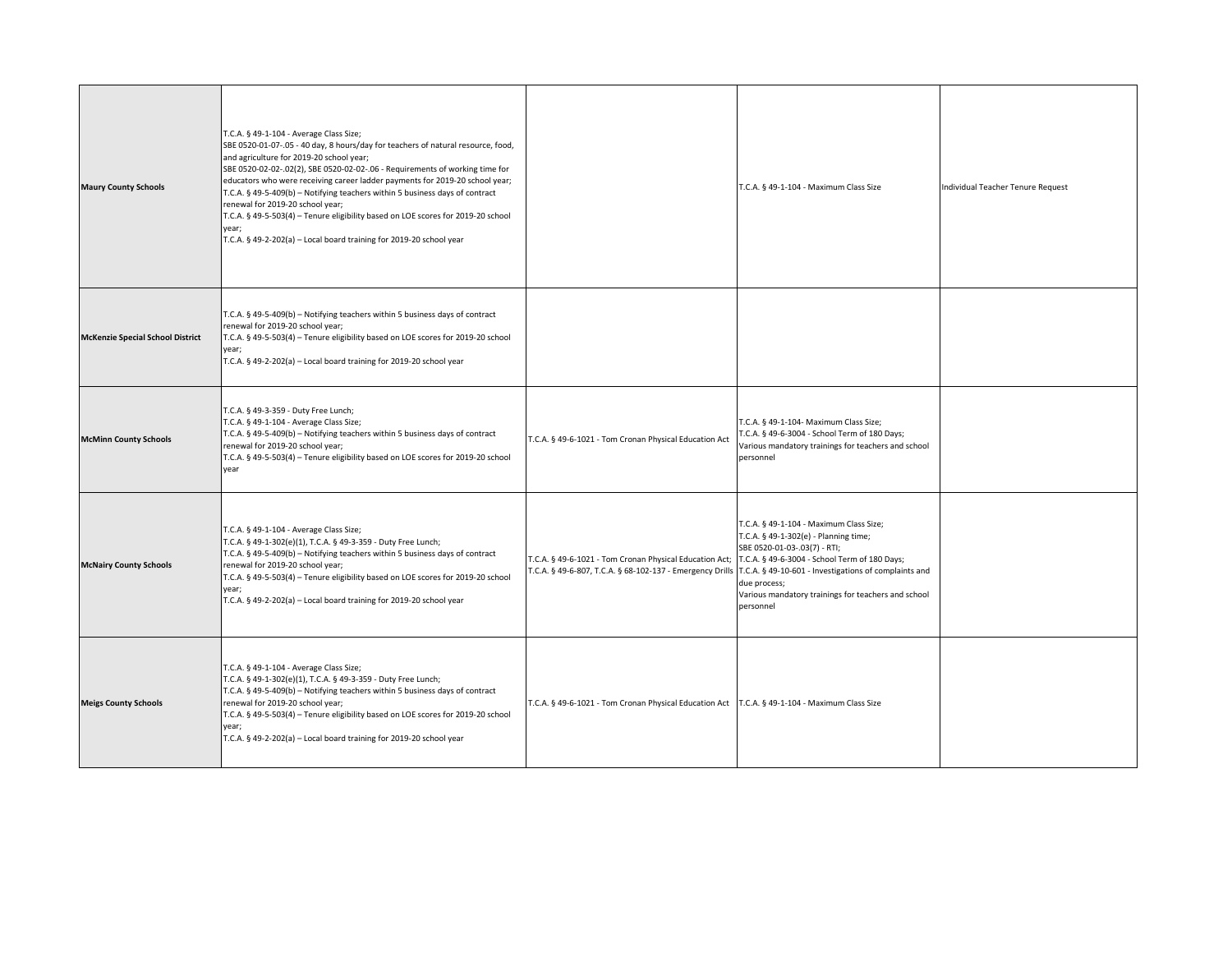| | | | | |
|---|---|---|---|---|
| **Maury County Schools** | T.C.A. § 49-1-104 - Average Class Size;<br>SBE 0520-01-07-.05 - 40 day, 8 hours/day for teachers of natural resource, food, and agriculture for 2019-20 school year;<br>SBE 0520-02-02-.02(2), SBE 0520-02-02-.06 - Requirements of working time for educators who were receiving career ladder payments for 2019-20 school year;<br>T.C.A. § 49-5-409(b) – Notifying teachers within 5 business days of contract renewal for 2019-20 school year;<br>T.C.A. § 49-5-503(4) – Tenure eligibility based on LOE scores for 2019-20 school year;<br>T.C.A. § 49-2-202(a) – Local board training for 2019-20 school year | | T.C.A. § 49-1-104 - Maximum Class Size | Individual Teacher Tenure Request |
| **McKenzie Special School District** | T.C.A. § 49-5-409(b) – Notifying teachers within 5 business days of contract renewal for 2019-20 school year;<br>T.C.A. § 49-5-503(4) – Tenure eligibility based on LOE scores for 2019-20 school year;<br>T.C.A. § 49-2-202(a) – Local board training for 2019-20 school year | | | |
| **McMinn County Schools** | T.C.A. § 49-3-359 - Duty Free Lunch;<br>T.C.A. § 49-1-104 - Average Class Size;<br>T.C.A. § 49-5-409(b) – Notifying teachers within 5 business days of contract renewal for 2019-20 school year;<br>T.C.A. § 49-5-503(4) – Tenure eligibility based on LOE scores for 2019-20 school year | T.C.A. § 49-6-1021 - Tom Cronan Physical Education Act | T.C.A. § 49-1-104- Maximum Class Size;<br>T.C.A. § 49-6-3004 - School Term of 180 Days;<br>Various mandatory trainings for teachers and school personnel | |
| **McNairy County Schools** | T.C.A. § 49-1-104 - Average Class Size;<br>T.C.A. § 49-1-302(e)(1), T.C.A. § 49-3-359 - Duty Free Lunch;<br>T.C.A. § 49-5-409(b) – Notifying teachers within 5 business days of contract renewal for 2019-20 school year;<br>T.C.A. § 49-5-503(4) – Tenure eligibility based on LOE scores for 2019-20 school year;<br>T.C.A. § 49-2-202(a) – Local board training for 2019-20 school year | T.C.A. § 49-6-1021 - Tom Cronan Physical Education Act;<br>T.C.A. § 49-6-807, T.C.A. § 68-102-137 - Emergency Drills | T.C.A. § 49-1-104 - Maximum Class Size;<br>T.C.A. § 49-1-302(e) - Planning time;<br>SBE 0520-01-03-.03(7) - RTI;<br>T.C.A. § 49-6-3004 - School Term of 180 Days;<br>T.C.A. § 49-10-601 - Investigations of complaints and due process;<br>Various mandatory trainings for teachers and school personnel | |
| **Meigs County Schools** | T.C.A. § 49-1-104 - Average Class Size;<br>T.C.A. § 49-1-302(e)(1), T.C.A. § 49-3-359 - Duty Free Lunch;<br>T.C.A. § 49-5-409(b) – Notifying teachers within 5 business days of contract renewal for 2019-20 school year;<br>T.C.A. § 49-5-503(4) – Tenure eligibility based on LOE scores for 2019-20 school year;<br>T.C.A. § 49-2-202(a) – Local board training for 2019-20 school year | T.C.A. § 49-6-1021 - Tom Cronan Physical Education Act | T.C.A. § 49-1-104 - Maximum Class Size | |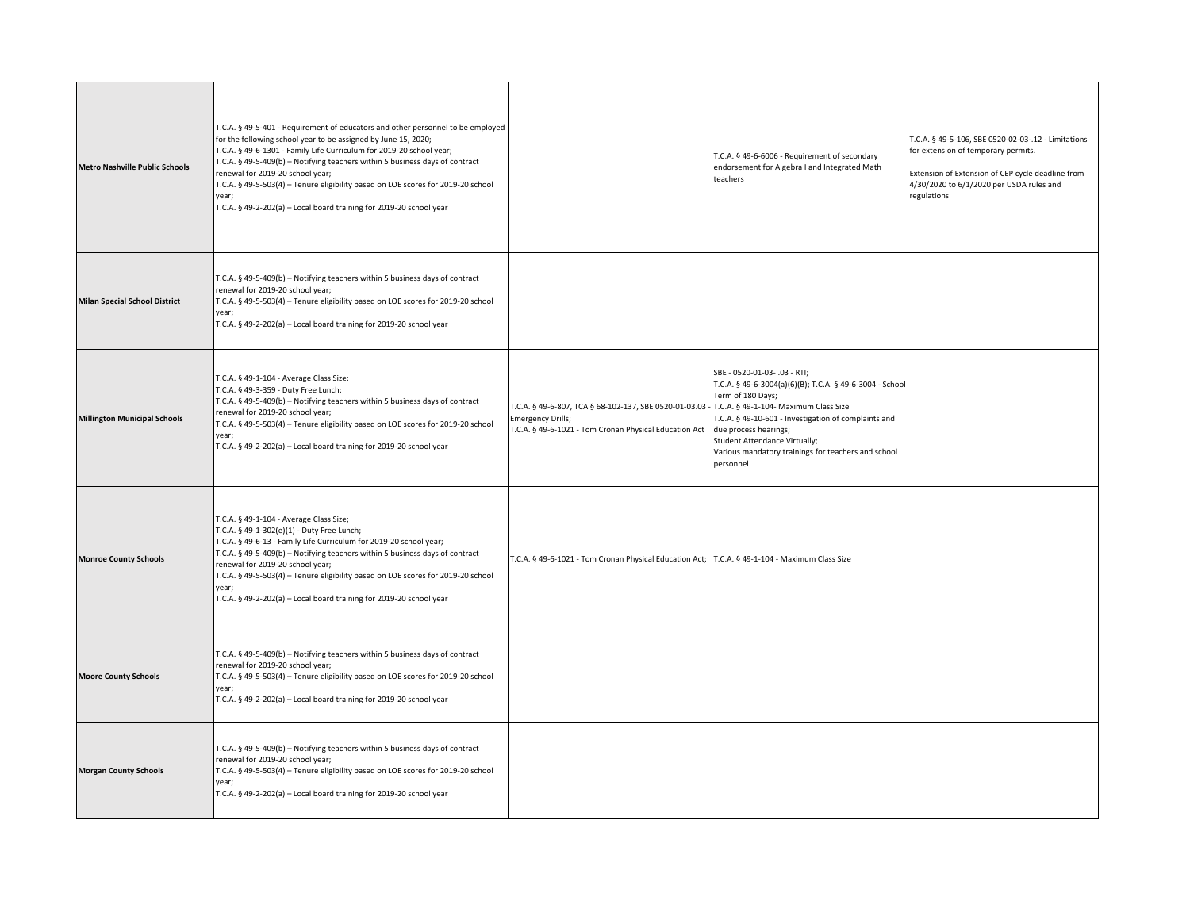| | | | | |
|---|---|---|---|---|
| **Metro Nashville Public Schools** | T.C.A. § 49-5-401 - Requirement of educators and other personnel to be employed for the following school year to be assigned by June 15, 2020;<br>T.C.A. § 49-6-1301 - Family Life Curriculum for 2019-20 school year;<br>T.C.A. § 49-5-409(b) – Notifying teachers within 5 business days of contract renewal for 2019-20 school year;<br>T.C.A. § 49-5-503(4) – Tenure eligibility based on LOE scores for 2019-20 school year;<br>T.C.A. § 49-2-202(a) – Local board training for 2019-20 school year | | T.C.A. § 49-6-6006 - Requirement of secondary endorsement for Algebra I and Integrated Math teachers | T.C.A. § 49-5-106, SBE 0520-02-03-.12 - Limitations for extension of temporary permits.<br><br>Extension of Extension of CEP cycle deadline from 4/30/2020 to 6/1/2020 per USDA rules and regulations |
| **Milan Special School District** | T.C.A. § 49-5-409(b) – Notifying teachers within 5 business days of contract renewal for 2019-20 school year;<br>T.C.A. § 49-5-503(4) – Tenure eligibility based on LOE scores for 2019-20 school year;<br>T.C.A. § 49-2-202(a) – Local board training for 2019-20 school year | | | |
| **Millington Municipal Schools** | T.C.A. § 49-1-104 - Average Class Size;<br>T.C.A. § 49-3-359 - Duty Free Lunch;<br>T.C.A. § 49-5-409(b) – Notifying teachers within 5 business days of contract renewal for 2019-20 school year;<br>T.C.A. § 49-5-503(4) – Tenure eligibility based on LOE scores for 2019-20 school year;<br>T.C.A. § 49-2-202(a) – Local board training for 2019-20 school year | T.C.A. § 49-6-807, TCA § 68-102-137, SBE 0520-01-03.03 - Emergency Drills;<br>T.C.A. § 49-6-1021 - Tom Cronan Physical Education Act | SBE - 0520-01-03- .03 - RTI;<br>T.C.A. § 49-6-3004(a)(6)(B); T.C.A. § 49-6-3004 - School Term of 180 Days;<br>T.C.A. § 49-1-104- Maximum Class Size<br>T.C.A. § 49-10-601 - Investigation of complaints and due process hearings;<br>Student Attendance Virtually;<br>Various mandatory trainings for teachers and school personnel | |
| **Monroe County Schools** | T.C.A. § 49-1-104 - Average Class Size;<br>T.C.A. § 49-1-302(e)(1) - Duty Free Lunch;<br>T.C.A. § 49-6-13 - Family Life Curriculum for 2019-20 school year;<br>T.C.A. § 49-5-409(b) – Notifying teachers within 5 business days of contract renewal for 2019-20 school year;<br>T.C.A. § 49-5-503(4) – Tenure eligibility based on LOE scores for 2019-20 school year;<br>T.C.A. § 49-2-202(a) – Local board training for 2019-20 school year | T.C.A. § 49-6-1021 - Tom Cronan Physical Education Act; | T.C.A. § 49-1-104 - Maximum Class Size | |
| **Moore County Schools** | T.C.A. § 49-5-409(b) – Notifying teachers within 5 business days of contract renewal for 2019-20 school year;<br>T.C.A. § 49-5-503(4) – Tenure eligibility based on LOE scores for 2019-20 school year;<br>T.C.A. § 49-2-202(a) – Local board training for 2019-20 school year | | | |
| **Morgan County Schools** | T.C.A. § 49-5-409(b) – Notifying teachers within 5 business days of contract renewal for 2019-20 school year;<br>T.C.A. § 49-5-503(4) – Tenure eligibility based on LOE scores for 2019-20 school year;<br>T.C.A. § 49-2-202(a) – Local board training for 2019-20 school year | | | |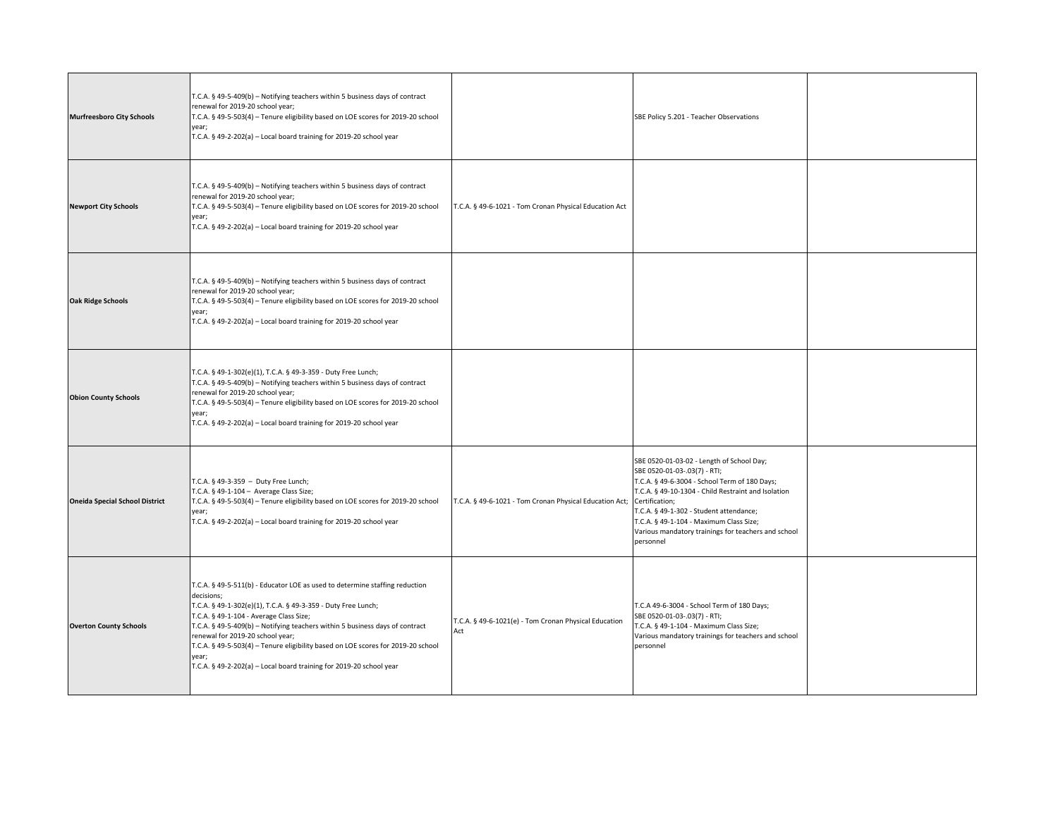| | | | | |
|---|---|---|---|---|
| **Murfreesboro City Schools** | T.C.A. § 49-5-409(b) – Notifying teachers within 5 business days of contract renewal for 2019-20 school year;<br>T.C.A. § 49-5-503(4) – Tenure eligibility based on LOE scores for 2019-20 school year;<br>T.C.A. § 49-2-202(a) – Local board training for 2019-20 school year | | SBE Policy 5.201 - Teacher Observations | |
| **Newport City Schools** | T.C.A. § 49-5-409(b) – Notifying teachers within 5 business days of contract renewal for 2019-20 school year;<br>T.C.A. § 49-5-503(4) – Tenure eligibility based on LOE scores for 2019-20 school year;<br>T.C.A. § 49-2-202(a) – Local board training for 2019-20 school year | T.C.A. § 49-6-1021 - Tom Cronan Physical Education Act | | |
| **Oak Ridge Schools** | T.C.A. § 49-5-409(b) – Notifying teachers within 5 business days of contract renewal for 2019-20 school year;<br>T.C.A. § 49-5-503(4) – Tenure eligibility based on LOE scores for 2019-20 school year;<br>T.C.A. § 49-2-202(a) – Local board training for 2019-20 school year | | | |
| **Obion County Schools** | T.C.A. § 49-1-302(e)(1), T.C.A. § 49-3-359 - Duty Free Lunch;<br>T.C.A. § 49-5-409(b) – Notifying teachers within 5 business days of contract renewal for 2019-20 school year;<br>T.C.A. § 49-5-503(4) – Tenure eligibility based on LOE scores for 2019-20 school year;<br>T.C.A. § 49-2-202(a) – Local board training for 2019-20 school year | | | |
| **Oneida Special School District** | T.C.A. § 49-3-359 – Duty Free Lunch;<br>T.C.A. § 49-1-104 – Average Class Size;<br>T.C.A. § 49-5-503(4) – Tenure eligibility based on LOE scores for 2019-20 school year;<br>T.C.A. § 49-2-202(a) – Local board training for 2019-20 school year | T.C.A. § 49-6-1021 - Tom Cronan Physical Education Act; | SBE 0520-01-03-02 - Length of School Day;<br>SBE 0520-01-03-.03(7) - RTI;<br>T.C.A. § 49-6-3004 - School Term of 180 Days;<br>T.C.A. § 49-10-1304 - Child Restraint and Isolation Certification;<br>T.C.A. § 49-1-302 - Student attendance;<br>T.C.A. § 49-1-104 - Maximum Class Size;<br>Various mandatory trainings for teachers and school personnel | |
| **Overton County Schools** | T.C.A. § 49-5-511(b) - Educator LOE as used to determine staffing reduction decisions;<br>T.C.A. § 49-1-302(e)(1), T.C.A. § 49-3-359 - Duty Free Lunch;<br>T.C.A. § 49-1-104 - Average Class Size;<br>T.C.A. § 49-5-409(b) – Notifying teachers within 5 business days of contract renewal for 2019-20 school year;<br>T.C.A. § 49-5-503(4) – Tenure eligibility based on LOE scores for 2019-20 school year;<br>T.C.A. § 49-2-202(a) – Local board training for 2019-20 school year | T.C.A. § 49-6-1021(e) - Tom Cronan Physical Education Act | T.C.A 49-6-3004 - School Term of 180 Days;<br>SBE 0520-01-03-.03(7) - RTI;<br>T.C.A. § 49-1-104 - Maximum Class Size;<br>Various mandatory trainings for teachers and school personnel | |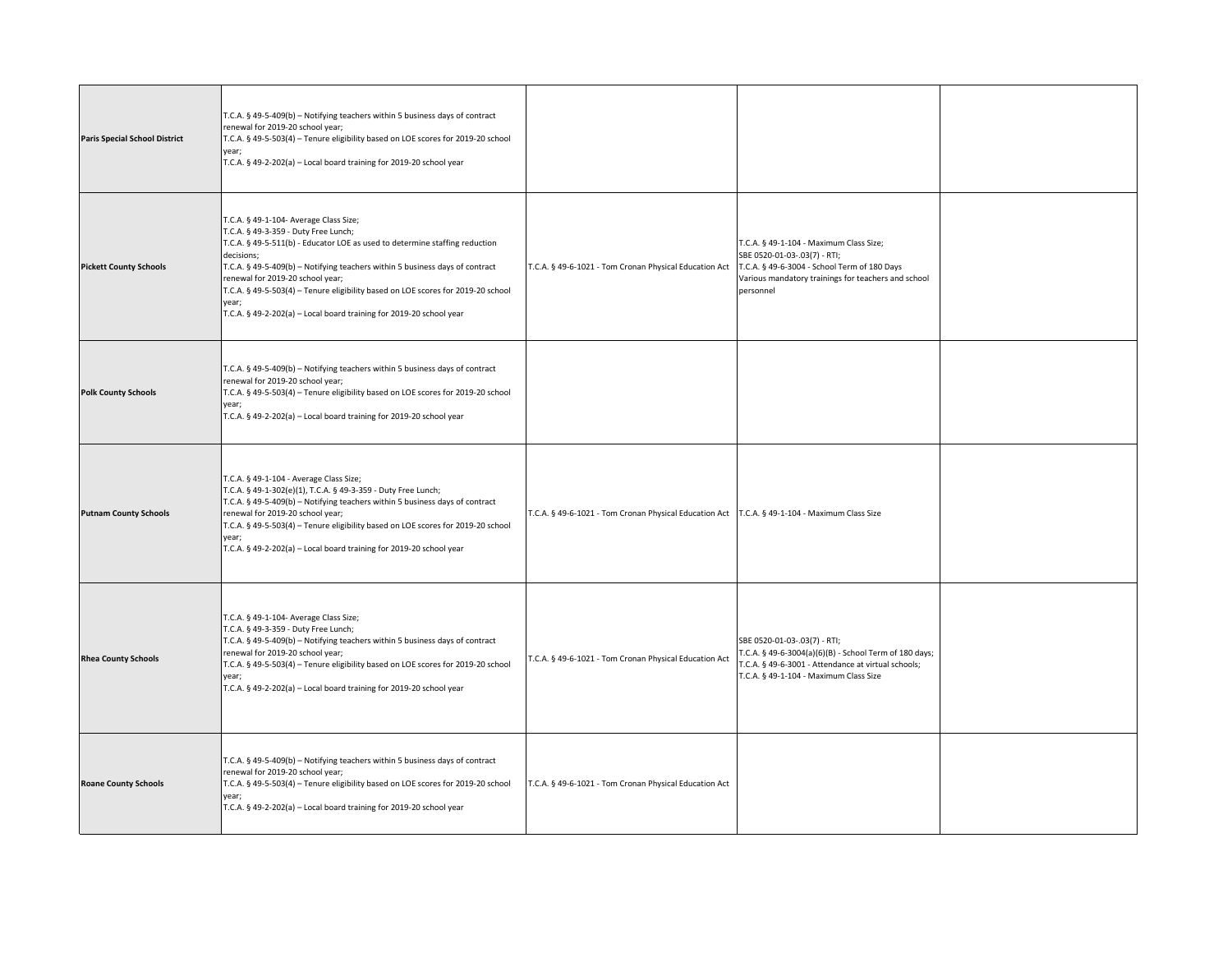| | | | | |
|---|---|---|---|---|
| **Paris Special School District** | T.C.A. § 49-5-409(b) – Notifying teachers within 5 business days of contract renewal for 2019-20 school year;<br>T.C.A. § 49-5-503(4) – Tenure eligibility based on LOE scores for 2019-20 school year;<br>T.C.A. § 49-2-202(a) – Local board training for 2019-20 school year | | | |
| **Pickett County Schools** | T.C.A. § 49-1-104- Average Class Size;<br>T.C.A. § 49-3-359 - Duty Free Lunch;<br>T.C.A. § 49-5-511(b) - Educator LOE as used to determine staffing reduction decisions;<br>T.C.A. § 49-5-409(b) – Notifying teachers within 5 business days of contract renewal for 2019-20 school year;<br>T.C.A. § 49-5-503(4) – Tenure eligibility based on LOE scores for 2019-20 school year;<br>T.C.A. § 49-2-202(a) – Local board training for 2019-20 school year | T.C.A. § 49-6-1021 - Tom Cronan Physical Education Act | T.C.A. § 49-1-104 - Maximum Class Size;<br>SBE 0520-01-03-.03(7) - RTI;<br>T.C.A. § 49-6-3004 - School Term of 180 Days<br>Various mandatory trainings for teachers and school personnel | |
| **Polk County Schools** | T.C.A. § 49-5-409(b) – Notifying teachers within 5 business days of contract renewal for 2019-20 school year;<br>T.C.A. § 49-5-503(4) – Tenure eligibility based on LOE scores for 2019-20 school year;<br>T.C.A. § 49-2-202(a) – Local board training for 2019-20 school year | | | |
| **Putnam County Schools** | T.C.A. § 49-1-104 - Average Class Size;<br>T.C.A. § 49-1-302(e)(1), T.C.A. § 49-3-359 - Duty Free Lunch;<br>T.C.A. § 49-5-409(b) – Notifying teachers within 5 business days of contract renewal for 2019-20 school year;<br>T.C.A. § 49-5-503(4) – Tenure eligibility based on LOE scores for 2019-20 school year;<br>T.C.A. § 49-2-202(a) – Local board training for 2019-20 school year | T.C.A. § 49-6-1021 - Tom Cronan Physical Education Act | T.C.A. § 49-1-104 - Maximum Class Size | |
| **Rhea County Schools** | T.C.A. § 49-1-104- Average Class Size;<br>T.C.A. § 49-3-359 - Duty Free Lunch;<br>T.C.A. § 49-5-409(b) – Notifying teachers within 5 business days of contract renewal for 2019-20 school year;<br>T.C.A. § 49-5-503(4) – Tenure eligibility based on LOE scores for 2019-20 school year;<br>T.C.A. § 49-2-202(a) – Local board training for 2019-20 school year | T.C.A. § 49-6-1021 - Tom Cronan Physical Education Act | SBE 0520-01-03-.03(7) - RTI;<br>T.C.A. § 49-6-3004(a)(6)(B) - School Term of 180 days;<br>T.C.A. § 49-6-3001 - Attendance at virtual schools;<br>T.C.A. § 49-1-104 - Maximum Class Size | |
| **Roane County Schools** | T.C.A. § 49-5-409(b) – Notifying teachers within 5 business days of contract renewal for 2019-20 school year;<br>T.C.A. § 49-5-503(4) – Tenure eligibility based on LOE scores for 2019-20 school year;<br>T.C.A. § 49-2-202(a) – Local board training for 2019-20 school year | T.C.A. § 49-6-1021 - Tom Cronan Physical Education Act | | |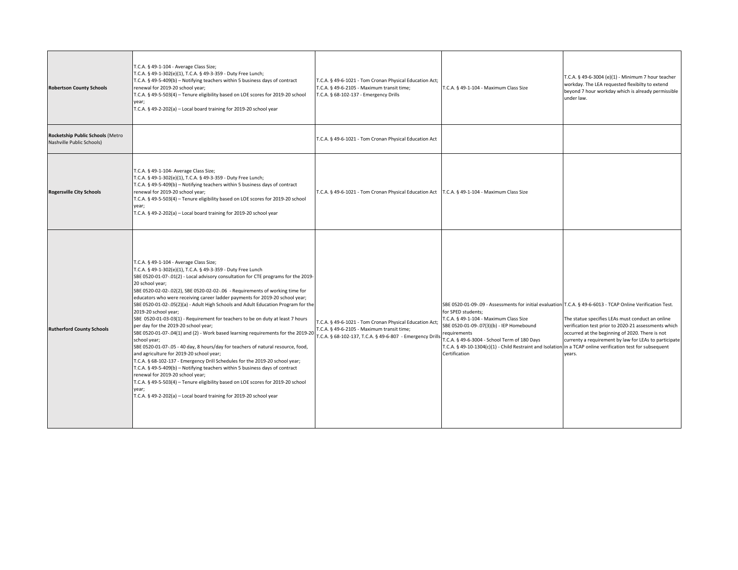| | | | | |
|---|---|---|---|---|
| **Robertson County Schools** | T.C.A. § 49-1-104 - Average Class Size;<br>T.C.A. § 49-1-302(e)(1), T.C.A. § 49-3-359 - Duty Free Lunch;<br>T.C.A. § 49-5-409(b) – Notifying teachers within 5 business days of contract renewal for 2019-20 school year;<br>T.C.A. § 49-5-503(4) – Tenure eligibility based on LOE scores for 2019-20 school year;<br>T.C.A. § 49-2-202(a) – Local board training for 2019-20 school year | T.C.A. § 49-6-1021 - Tom Cronan Physical Education Act;<br>T.C.A. § 49-6-2105 - Maximum transit time;<br>T.C.A. § 68-102-137 - Emergency Drills | T.C.A. § 49-1-104 - Maximum Class Size | T.C.A. § 49-6-3004 (e)(1) - Minimum 7 hour teacher workday. The LEA requested flexibilty to extend beyond 7 hour workday which is already permissible under law. |
| **Rocketship Public Schools** (Metro Nashville Public Schools) | | T.C.A. § 49-6-1021 - Tom Cronan Physical Education Act | | |
| **Rogersville City Schools** | T.C.A. § 49-1-104- Average Class Size;<br>T.C.A. § 49-1-302(e)(1), T.C.A. § 49-3-359 - Duty Free Lunch;<br>T.C.A. § 49-5-409(b) – Notifying teachers within 5 business days of contract renewal for 2019-20 school year;<br>T.C.A. § 49-5-503(4) – Tenure eligibility based on LOE scores for 2019-20 school year;<br>T.C.A. § 49-2-202(a) – Local board training for 2019-20 school year | T.C.A. § 49-6-1021 - Tom Cronan Physical Education Act | T.C.A. § 49-1-104 - Maximum Class Size | |
| **Rutherford County Schools** | T.C.A. § 49-1-104 - Average Class Size;<br>T.C.A. § 49-1-302(e)(1), T.C.A. § 49-3-359 - Duty Free Lunch<br>SBE 0520-01-07-.01(2) - Local advisory consultation for CTE programs for the 2019-20 school year;<br>SBE 0520-02-02-.02(2), SBE 0520-02-02-.06 - Requirements of working time for educators who were receiving career ladder payments for 2019-20 school year;<br>SBE 0520-01-02-.05(2)(a) - Adult High Schools and Adult Education Program for the 2019-20 school year;<br>SBE 0520-01-03-03(1) - Requirement for teachers to be on duty at least 7 hours per day for the 2019-20 school year;<br>SBE 0520-01-07-.04(1) and (2) - Work based learning requirements for the 2019-20 school year;<br>SBE 0520-01-07-.05 - 40 day, 8 hours/day for teachers of natural resource, food, and agriculture for 2019-20 school year;<br>T.C.A. § 68-102-137 - Emergency Drill Schedules for the 2019-20 school year;<br>T.C.A. § 49-5-409(b) – Notifying teachers within 5 business days of contract renewal for 2019-20 school year;<br>T.C.A. § 49-5-503(4) – Tenure eligibility based on LOE scores for 2019-20 school year;<br>T.C.A. § 49-2-202(a) – Local board training for 2019-20 school year | T.C.A. § 49-6-1021 - Tom Cronan Physical Education Act;<br>T.C.A. § 49-6-2105 - Maximum transit time;<br>T.C.A. § 68-102-137, T.C.A. § 49-6-807 - Emergency Drills | SBE 0520-01-09-.09 - Assessments for initial evaluation for SPED students;<br>T.C.A. § 49-1-104 - Maximum Class Size<br>SBE 0520-01-09-.07(3)(b) - IEP Homebound requirements<br>T.C.A. § 49-6-3004 - School Term of 180 Days<br>T.C.A. § 49-10-1304(c)(1) - Child Restraint and Isolation Certification | T.C.A. § 49-6-6013 - TCAP Online Verification Test.<br><br>The statue specifies LEAs must conduct an online verification test prior to 2020-21 assessments which occurred at the beginning of 2020. There is not currenty a requirement by law for LEAs to participate in a TCAP online verification test for subsequent years. |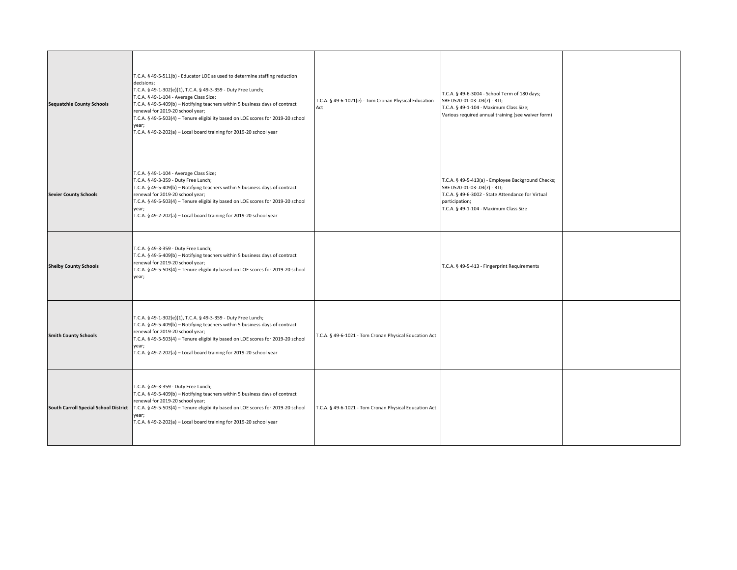| | | | | |
|---|---|---|---|---|
| **Sequatchie County Schools** | T.C.A. § 49-5-511(b) - Educator LOE as used to determine staffing reduction decisions;<br>T.C.A. § 49-1-302(e)(1), T.C.A. § 49-3-359 - Duty Free Lunch;<br>T.C.A. § 49-1-104 - Average Class Size;<br>T.C.A. § 49-5-409(b) – Notifying teachers within 5 business days of contract renewal for 2019-20 school year;<br>T.C.A. § 49-5-503(4) – Tenure eligibility based on LOE scores for 2019-20 school year;<br>T.C.A. § 49-2-202(a) – Local board training for 2019-20 school year | T.C.A. § 49-6-1021(e) - Tom Cronan Physical Education Act | T.C.A. § 49-6-3004 - School Term of 180 days;<br>SBE 0520-01-03-.03(7) - RTI;<br>T.C.A. § 49-1-104 - Maximum Class Size;<br>Various required annual training (see waiver form) | |
| **Sevier County Schools** | T.C.A. § 49-1-104 - Average Class Size;<br>T.C.A. § 49-3-359 - Duty Free Lunch;<br>T.C.A. § 49-5-409(b) – Notifying teachers within 5 business days of contract renewal for 2019-20 school year;<br>T.C.A. § 49-5-503(4) – Tenure eligibility based on LOE scores for 2019-20 school year;<br>T.C.A. § 49-2-202(a) – Local board training for 2019-20 school year | | T.C.A. § 49-5-413(a) - Employee Background Checks;<br>SBE 0520-01-03-.03(7) - RTI;<br>T.C.A. § 49-6-3002 - State Attendance for Virtual participation;<br>T.C.A. § 49-1-104 - Maximum Class Size | |
| **Shelby County Schools** | T.C.A. § 49-3-359 - Duty Free Lunch;<br>T.C.A. § 49-5-409(b) – Notifying teachers within 5 business days of contract renewal for 2019-20 school year;<br>T.C.A. § 49-5-503(4) – Tenure eligibility based on LOE scores for 2019-20 school year; | | T.C.A. § 49-5-413 - Fingerprint Requirements | |
| **Smith County Schools** | T.C.A. § 49-1-302(e)(1), T.C.A. § 49-3-359 - Duty Free Lunch;<br>T.C.A. § 49-5-409(b) – Notifying teachers within 5 business days of contract renewal for 2019-20 school year;<br>T.C.A. § 49-5-503(4) – Tenure eligibility based on LOE scores for 2019-20 school year;<br>T.C.A. § 49-2-202(a) – Local board training for 2019-20 school year | T.C.A. § 49-6-1021 - Tom Cronan Physical Education Act | | |
| **South Carroll Special School District** | T.C.A. § 49-3-359 - Duty Free Lunch;<br>T.C.A. § 49-5-409(b) – Notifying teachers within 5 business days of contract renewal for 2019-20 school year;<br>T.C.A. § 49-5-503(4) – Tenure eligibility based on LOE scores for 2019-20 school year;<br>T.C.A. § 49-2-202(a) – Local board training for 2019-20 school year | T.C.A. § 49-6-1021 - Tom Cronan Physical Education Act | | |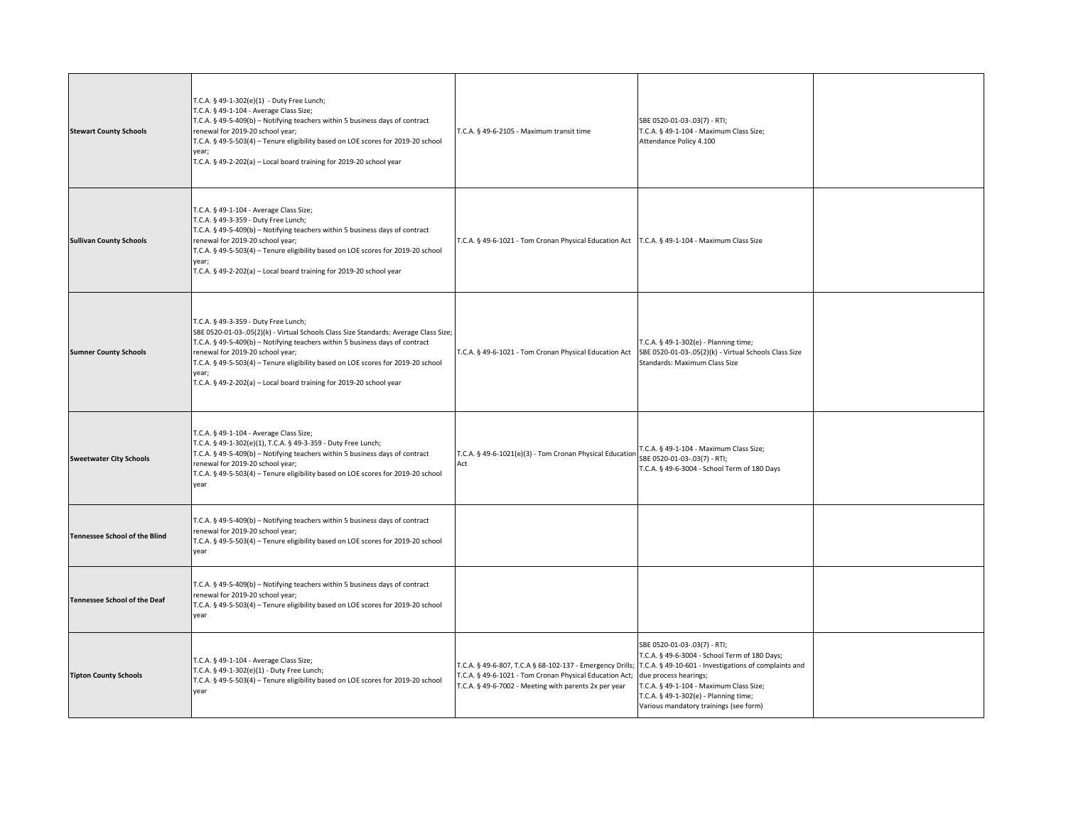| | | | | |
|---|---|---|---|---|
| **Stewart County Schools** | T.C.A. § 49-1-302(e)(1) - Duty Free Lunch;<br>T.C.A. § 49-1-104 - Average Class Size;<br>T.C.A. § 49-5-409(b) – Notifying teachers within 5 business days of contract renewal for 2019-20 school year;<br>T.C.A. § 49-5-503(4) – Tenure eligibility based on LOE scores for 2019-20 school year;<br>T.C.A. § 49-2-202(a) – Local board training for 2019-20 school year | T.C.A. § 49-6-2105 - Maximum transit time | SBE 0520-01-03-.03(7) - RTI;<br>T.C.A. § 49-1-104 - Maximum Class Size;<br>Attendance Policy 4.100 | |
| **Sullivan County Schools** | T.C.A. § 49-1-104 - Average Class Size;<br>T.C.A. § 49-3-359 - Duty Free Lunch;<br>T.C.A. § 49-5-409(b) – Notifying teachers within 5 business days of contract renewal for 2019-20 school year;<br>T.C.A. § 49-5-503(4) – Tenure eligibility based on LOE scores for 2019-20 school year;<br>T.C.A. § 49-2-202(a) – Local board training for 2019-20 school year | T.C.A. § 49-6-1021 - Tom Cronan Physical Education Act | T.C.A. § 49-1-104 - Maximum Class Size | |
| **Sumner County Schools** | T.C.A. § 49-3-359 - Duty Free Lunch;<br>SBE 0520-01-03-.05(2)(k) - Virtual Schools Class Size Standards: Average Class Size;<br>T.C.A. § 49-5-409(b) – Notifying teachers within 5 business days of contract renewal for 2019-20 school year;<br>T.C.A. § 49-5-503(4) – Tenure eligibility based on LOE scores for 2019-20 school year;<br>T.C.A. § 49-2-202(a) – Local board training for 2019-20 school year | T.C.A. § 49-6-1021 - Tom Cronan Physical Education Act | T.C.A. § 49-1-302(e) - Planning time;<br>SBE 0520-01-03-.05(2)(k) - Virtual Schools Class Size Standards: Maximum Class Size | |
| **Sweetwater City Schools** | T.C.A. § 49-1-104 - Average Class Size;<br>T.C.A. § 49-1-302(e)(1), T.C.A. § 49-3-359 - Duty Free Lunch;<br>T.C.A. § 49-5-409(b) – Notifying teachers within 5 business days of contract renewal for 2019-20 school year;<br>T.C.A. § 49-5-503(4) – Tenure eligibility based on LOE scores for 2019-20 school year | T.C.A. § 49-6-1021(e)(3) - Tom Cronan Physical Education Act | T.C.A. § 49-1-104 - Maximum Class Size;<br>SBE 0520-01-03-.03(7) - RTI;<br>T.C.A. § 49-6-3004 - School Term of 180 Days | |
| **Tennessee School of the Blind** | T.C.A. § 49-5-409(b) – Notifying teachers within 5 business days of contract renewal for 2019-20 school year;<br>T.C.A. § 49-5-503(4) – Tenure eligibility based on LOE scores for 2019-20 school year | | | |
| **Tennessee School of the Deaf** | T.C.A. § 49-5-409(b) – Notifying teachers within 5 business days of contract renewal for 2019-20 school year;<br>T.C.A. § 49-5-503(4) – Tenure eligibility based on LOE scores for 2019-20 school year | | | |
| **Tipton County Schools** | T.C.A. § 49-1-104 - Average Class Size;<br>T.C.A. § 49-1-302(e)(1) - Duty Free Lunch;<br>T.C.A. § 49-5-503(4) – Tenure eligibility based on LOE scores for 2019-20 school year | T.C.A. § 49-6-807, T.C.A § 68-102-137 - Emergency Drills;<br>T.C.A. § 49-6-1021 - Tom Cronan Physical Education Act;<br>T.C.A. § 49-6-7002 - Meeting with parents 2x per year | SBE 0520-01-03-.03(7) - RTI;<br>T.C.A. § 49-6-3004 - School Term of 180 Days;<br>T.C.A. § 49-10-601 - Investigations of complaints and due process hearings;<br>T.C.A. § 49-1-104 - Maximum Class Size;<br>T.C.A. § 49-1-302(e) - Planning time;<br>Various mandatory trainings (see form) | |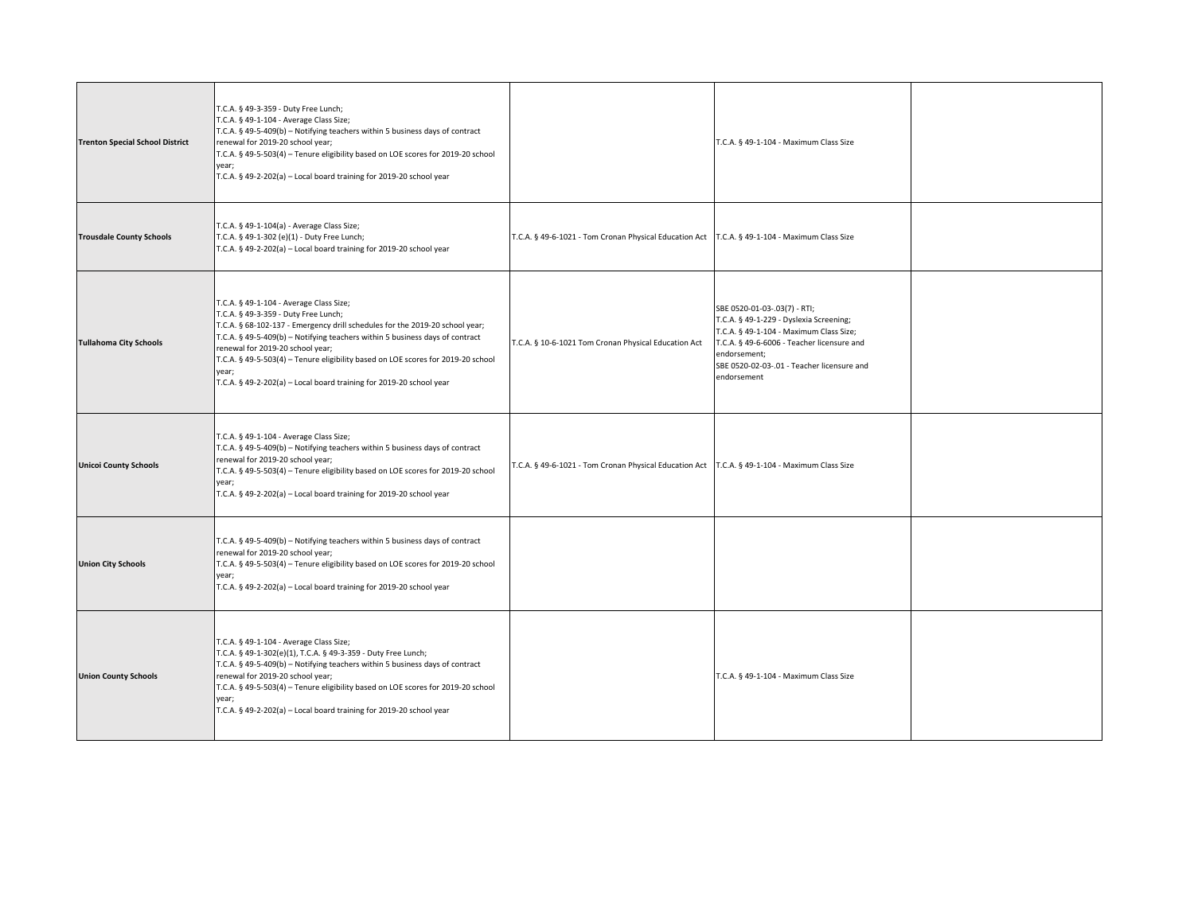| | | | | |
|---|---|---|---|---|
| **Trenton Special School District** | T.C.A. § 49-3-359 - Duty Free Lunch;<br>T.C.A. § 49-1-104 - Average Class Size;<br>T.C.A. § 49-5-409(b) – Notifying teachers within 5 business days of contract renewal for 2019-20 school year;<br>T.C.A. § 49-5-503(4) – Tenure eligibility based on LOE scores for 2019-20 school year;<br>T.C.A. § 49-2-202(a) – Local board training for 2019-20 school year | | T.C.A. § 49-1-104 - Maximum Class Size | |
| **Trousdale County Schools** | T.C.A. § 49-1-104(a) - Average Class Size;<br>T.C.A. § 49-1-302 (e)(1) - Duty Free Lunch;<br>T.C.A. § 49-2-202(a) – Local board training for 2019-20 school year | T.C.A. § 49-6-1021 - Tom Cronan Physical Education Act | T.C.A. § 49-1-104 - Maximum Class Size | |
| **Tullahoma City Schools** | T.C.A. § 49-1-104 - Average Class Size;<br>T.C.A. § 49-3-359 - Duty Free Lunch;<br>T.C.A. § 68-102-137 - Emergency drill schedules for the 2019-20 school year;<br>T.C.A. § 49-5-409(b) – Notifying teachers within 5 business days of contract renewal for 2019-20 school year;<br>T.C.A. § 49-5-503(4) – Tenure eligibility based on LOE scores for 2019-20 school year;<br>T.C.A. § 49-2-202(a) – Local board training for 2019-20 school year | T.C.A. § 10-6-1021 Tom Cronan Physical Education Act | SBE 0520-01-03-.03(7) - RTI;<br>T.C.A. § 49-1-229 - Dyslexia Screening;<br>T.C.A. § 49-1-104 - Maximum Class Size;<br>T.C.A. § 49-6-6006 - Teacher licensure and endorsement;<br>SBE 0520-02-03-.01 - Teacher licensure and endorsement | |
| **Unicoi County Schools** | T.C.A. § 49-1-104 - Average Class Size;<br>T.C.A. § 49-5-409(b) – Notifying teachers within 5 business days of contract renewal for 2019-20 school year;<br>T.C.A. § 49-5-503(4) – Tenure eligibility based on LOE scores for 2019-20 school year;<br>T.C.A. § 49-2-202(a) – Local board training for 2019-20 school year | T.C.A. § 49-6-1021 - Tom Cronan Physical Education Act | T.C.A. § 49-1-104 - Maximum Class Size | |
| **Union City Schools** | T.C.A. § 49-5-409(b) – Notifying teachers within 5 business days of contract renewal for 2019-20 school year;<br>T.C.A. § 49-5-503(4) – Tenure eligibility based on LOE scores for 2019-20 school year;<br>T.C.A. § 49-2-202(a) – Local board training for 2019-20 school year | | | |
| **Union County Schools** | T.C.A. § 49-1-104 - Average Class Size;<br>T.C.A. § 49-1-302(e)(1), T.C.A. § 49-3-359 - Duty Free Lunch;<br>T.C.A. § 49-5-409(b) – Notifying teachers within 5 business days of contract renewal for 2019-20 school year;<br>T.C.A. § 49-5-503(4) – Tenure eligibility based on LOE scores for 2019-20 school year;<br>T.C.A. § 49-2-202(a) – Local board training for 2019-20 school year | | T.C.A. § 49-1-104 - Maximum Class Size | |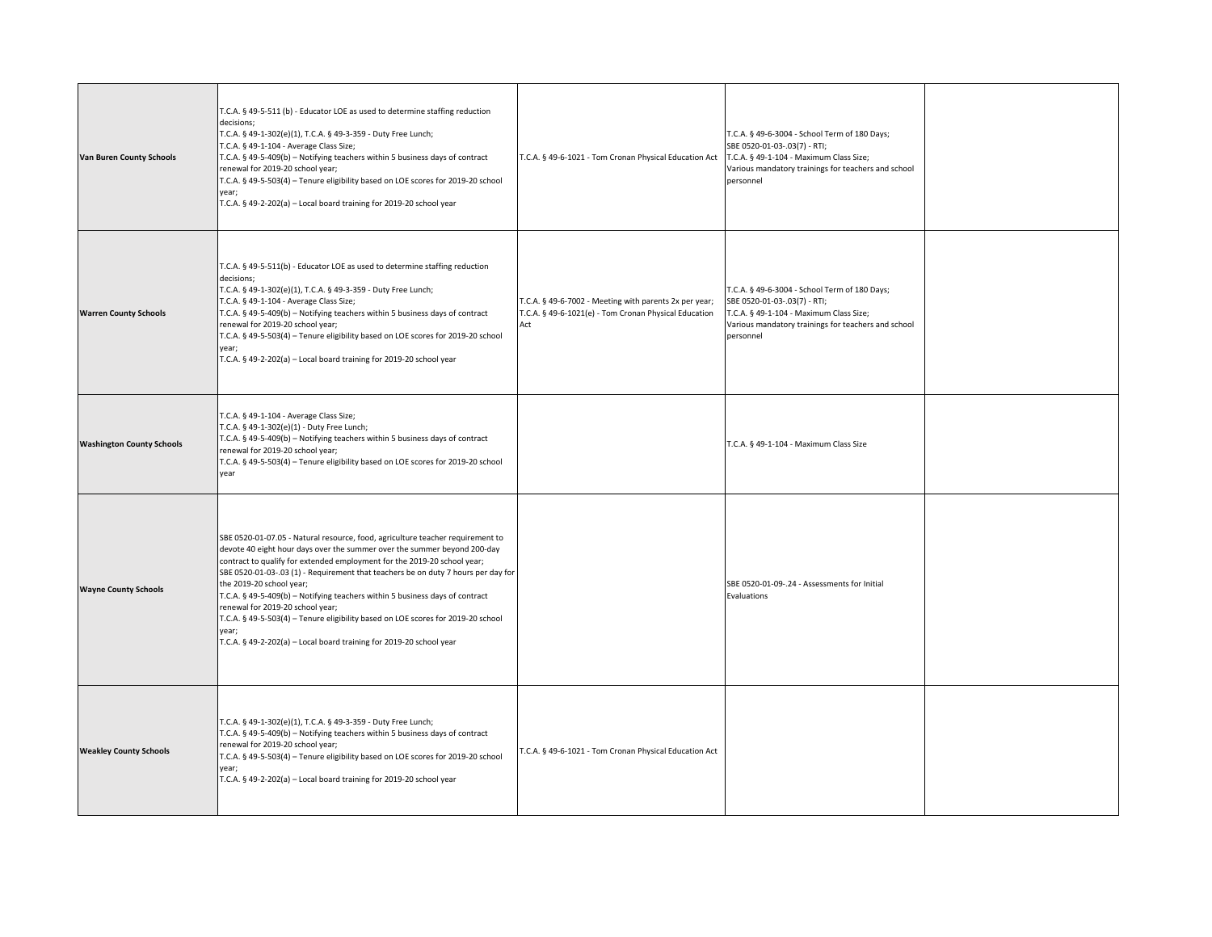| | | | | |
|---|---|---|---|---|
| **Van Buren County Schools** | T.C.A. § 49-5-511 (b) - Educator LOE as used to determine staffing reduction decisions;<br>T.C.A. § 49-1-302(e)(1), T.C.A. § 49-3-359 - Duty Free Lunch;<br>T.C.A. § 49-1-104 - Average Class Size;<br>T.C.A. § 49-5-409(b) – Notifying teachers within 5 business days of contract renewal for 2019-20 school year;<br>T.C.A. § 49-5-503(4) – Tenure eligibility based on LOE scores for 2019-20 school year;<br>T.C.A. § 49-2-202(a) – Local board training for 2019-20 school year | T.C.A. § 49-6-1021 - Tom Cronan Physical Education Act | T.C.A. § 49-6-3004 - School Term of 180 Days;<br>SBE 0520-01-03-.03(7) - RTI;<br>T.C.A. § 49-1-104 - Maximum Class Size;<br>Various mandatory trainings for teachers and school personnel | |
| **Warren County Schools** | T.C.A. § 49-5-511(b) - Educator LOE as used to determine staffing reduction decisions;<br>T.C.A. § 49-1-302(e)(1), T.C.A. § 49-3-359 - Duty Free Lunch;<br>T.C.A. § 49-1-104 - Average Class Size;<br>T.C.A. § 49-5-409(b) – Notifying teachers within 5 business days of contract renewal for 2019-20 school year;<br>T.C.A. § 49-5-503(4) – Tenure eligibility based on LOE scores for 2019-20 school year;<br>T.C.A. § 49-2-202(a) – Local board training for 2019-20 school year | T.C.A. § 49-6-7002 - Meeting with parents 2x per year;<br>T.C.A. § 49-6-1021(e) - Tom Cronan Physical Education Act | T.C.A. § 49-6-3004 - School Term of 180 Days;<br>SBE 0520-01-03-.03(7) - RTI;<br>T.C.A. § 49-1-104 - Maximum Class Size;<br>Various mandatory trainings for teachers and school personnel | |
| **Washington County Schools** | T.C.A. § 49-1-104 - Average Class Size;<br>T.C.A. § 49-1-302(e)(1) - Duty Free Lunch;<br>T.C.A. § 49-5-409(b) – Notifying teachers within 5 business days of contract renewal for 2019-20 school year;<br>T.C.A. § 49-5-503(4) – Tenure eligibility based on LOE scores for 2019-20 school year | | T.C.A. § 49-1-104 - Maximum Class Size | |
| **Wayne County Schools** | SBE 0520-01-07.05 - Natural resource, food, agriculture teacher requirement to devote 40 eight hour days over the summer over the summer beyond 200-day contract to qualify for extended employment for the 2019-20 school year;<br>SBE 0520-01-03-.03 (1) - Requirement that teachers be on duty 7 hours per day for the 2019-20 school year;<br>T.C.A. § 49-5-409(b) – Notifying teachers within 5 business days of contract renewal for 2019-20 school year;<br>T.C.A. § 49-5-503(4) – Tenure eligibility based on LOE scores for 2019-20 school year;<br>T.C.A. § 49-2-202(a) – Local board training for 2019-20 school year | | SBE 0520-01-09-.24 - Assessments for Initial Evaluations | |
| **Weakley County Schools** | T.C.A. § 49-1-302(e)(1), T.C.A. § 49-3-359 - Duty Free Lunch;<br>T.C.A. § 49-5-409(b) – Notifying teachers within 5 business days of contract renewal for 2019-20 school year;<br>T.C.A. § 49-5-503(4) – Tenure eligibility based on LOE scores for 2019-20 school year;<br>T.C.A. § 49-2-202(a) – Local board training for 2019-20 school year | T.C.A. § 49-6-1021 - Tom Cronan Physical Education Act | | |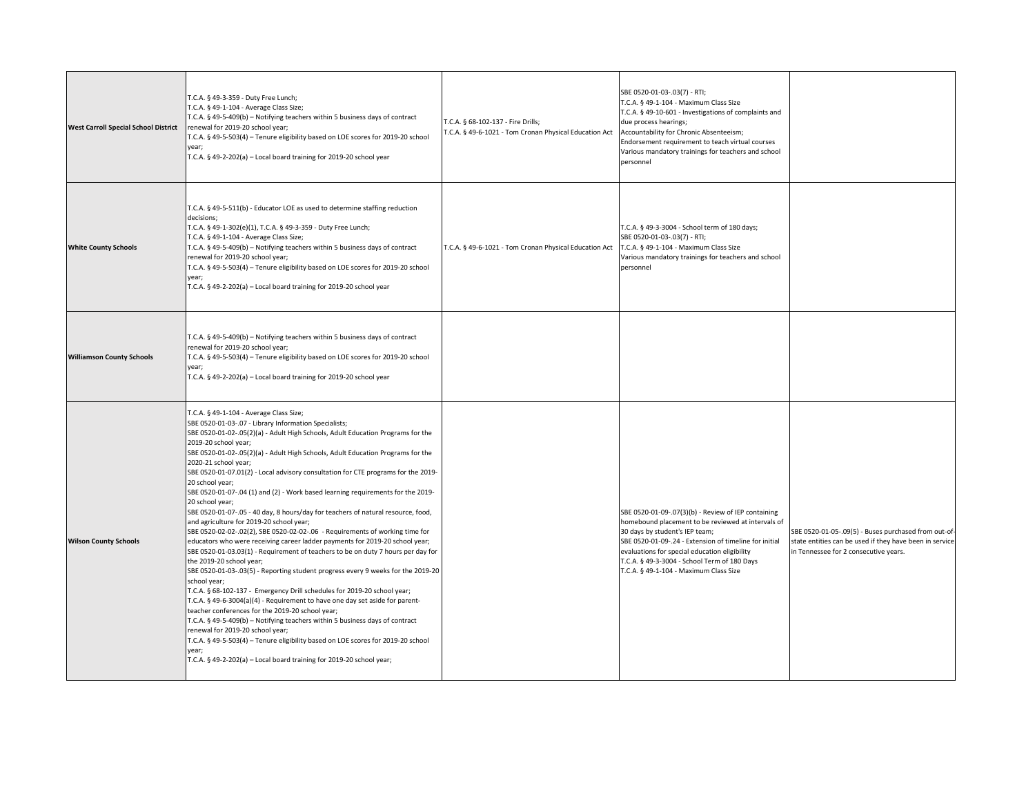| | | | | |
|---|---|---|---|---|
| **West Carroll Special School District** | T.C.A. § 49-3-359 - Duty Free Lunch;<br>T.C.A. § 49-1-104 - Average Class Size;<br>T.C.A. § 49-5-409(b) – Notifying teachers within 5 business days of contract renewal for 2019-20 school year;<br>T.C.A. § 49-5-503(4) – Tenure eligibility based on LOE scores for 2019-20 school year;<br>T.C.A. § 49-2-202(a) – Local board training for 2019-20 school year | T.C.A. § 68-102-137 - Fire Drills;<br>T.C.A. § 49-6-1021 - Tom Cronan Physical Education Act | SBE 0520-01-03-.03(7) - RTI;<br>T.C.A. § 49-1-104 - Maximum Class Size<br>T.C.A. § 49-10-601 - Investigations of complaints and due process hearings;<br>Accountability for Chronic Absenteeism;<br>Endorsement requirement to teach virtual courses<br>Various mandatory trainings for teachers and school personnel | |
| **White County Schools** | T.C.A. § 49-5-511(b) - Educator LOE as used to determine staffing reduction decisions;<br>T.C.A. § 49-1-302(e)(1), T.C.A. § 49-3-359 - Duty Free Lunch;<br>T.C.A. § 49-1-104 - Average Class Size;<br>T.C.A. § 49-5-409(b) – Notifying teachers within 5 business days of contract renewal for 2019-20 school year;<br>T.C.A. § 49-5-503(4) – Tenure eligibility based on LOE scores for 2019-20 school year;<br>T.C.A. § 49-2-202(a) – Local board training for 2019-20 school year | T.C.A. § 49-6-1021 - Tom Cronan Physical Education Act | T.C.A. § 49-3-3004 - School term of 180 days;<br>SBE 0520-01-03-.03(7) - RTI;<br>T.C.A. § 49-1-104 - Maximum Class Size<br>Various mandatory trainings for teachers and school personnel | |
| **Williamson County Schools** | T.C.A. § 49-5-409(b) – Notifying teachers within 5 business days of contract renewal for 2019-20 school year;<br>T.C.A. § 49-5-503(4) – Tenure eligibility based on LOE scores for 2019-20 school year;<br>T.C.A. § 49-2-202(a) – Local board training for 2019-20 school year | | | |
| **Wilson County Schools** | T.C.A. § 49-1-104 - Average Class Size;<br>SBE 0520-01-03-.07 - Library Information Specialists;<br>SBE 0520-01-02-.05(2)(a) - Adult High Schools, Adult Education Programs for the 2019-20 school year;<br>SBE 0520-01-02-.05(2)(a) - Adult High Schools, Adult Education Programs for the 2020-21 school year;<br>SBE 0520-01-07.01(2) - Local advisory consultation for CTE programs for the 2019-20 school year;<br>SBE 0520-01-07-.04 (1) and (2) - Work based learning requirements for the 2019-20 school year;<br>SBE 0520-01-07-.05 - 40 day, 8 hours/day for teachers of natural resource, food, and agriculture for 2019-20 school year;<br>SBE 0520-02-02-.02(2), SBE 0520-02-02-.06 - Requirements of working time for educators who were receiving career ladder payments for 2019-20 school year;<br>SBE 0520-01-03.03(1) - Requirement of teachers to be on duty 7 hours per day for the 2019-20 school year;<br>SBE 0520-01-03-.03(5) - Reporting student progress every 9 weeks for the 2019-20 school year;<br>T.C.A. § 68-102-137 - Emergency Drill schedules for 2019-20 school year;<br>T.C.A. § 49-6-3004(a)(4) - Requirement to have one day set aside for parent-teacher conferences for the 2019-20 school year;<br>T.C.A. § 49-5-409(b) – Notifying teachers within 5 business days of contract renewal for 2019-20 school year;<br>T.C.A. § 49-5-503(4) – Tenure eligibility based on LOE scores for 2019-20 school year;<br>T.C.A. § 49-2-202(a) – Local board training for 2019-20 school year; | | SBE 0520-01-09-.07(3)(b) - Review of IEP containing homebound placement to be reviewed at intervals of 30 days by student's IEP team;<br>SBE 0520-01-09-.24 - Extension of timeline for initial evaluations for special education eligibility<br>T.C.A. § 49-3-3004 - School Term of 180 Days<br>T.C.A. § 49-1-104 - Maximum Class Size | SBE 0520-01-05-.09(5) - Buses purchased from out-of-state entities can be used if they have been in service in Tennessee for 2 consecutive years. |